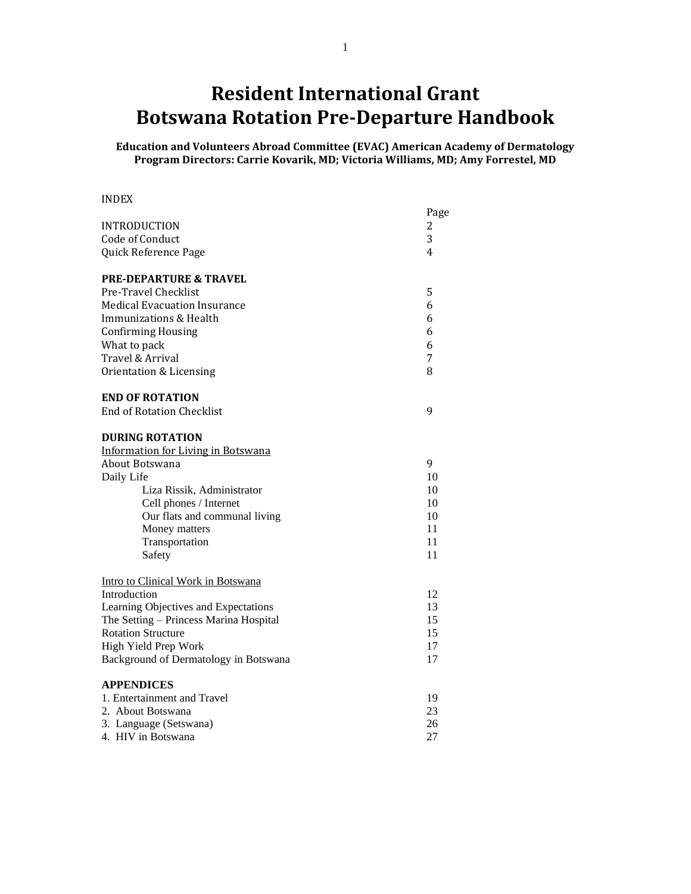# Resident International Grant
# Botswana Rotation Pre-Departure Handbook

**Education and Volunteers Abroad Committee (EVAC) American Academy of Dermatology**
**Program Directors: Carrie Kovarik, MD; Victoria Williams, MD; Amy Forrestel, MD**

INDEX

| | Page |
|---|---|
| INTRODUCTION | 2 |
| Code of Conduct | 3 |
| Quick Reference Page | 4 |
| | |
| **PRE-DEPARTURE & TRAVEL** | |
| Pre-Travel Checklist | 5 |
| Medical Evacuation Insurance | 6 |
| Immunizations & Health | 6 |
| Confirming Housing | 6 |
| What to pack | 6 |
| Travel & Arrival | 7 |
| Orientation & Licensing | 8 |
| | |
| **END OF ROTATION** | |
| End of Rotation Checklist | 9 |
| | |
| **DURING ROTATION** | |
| Information for Living in Botswana | |
| About Botswana | 9 |
| Daily Life | 10 |
| Liza Rissik, Administrator | 10 |
| Cell phones / Internet | 10 |
| Our flats and communal living | 10 |
| Money matters | 11 |
| Transportation | 11 |
| Safety | 11 |
| | |
| Intro to Clinical Work in Botswana | |
| Introduction | 12 |
| Learning Objectives and Expectations | 13 |
| The Setting – Princess Marina Hospital | 15 |
| Rotation Structure | 15 |
| High Yield Prep Work | 17 |
| Background of Dermatology in Botswana | 17 |
| | |
| **APPENDICES** | |
| 1. Entertainment and Travel | 19 |
| 2. About Botswana | 23 |
| 3. Language (Setswana) | 26 |
| 4. HIV in Botswana | 27 |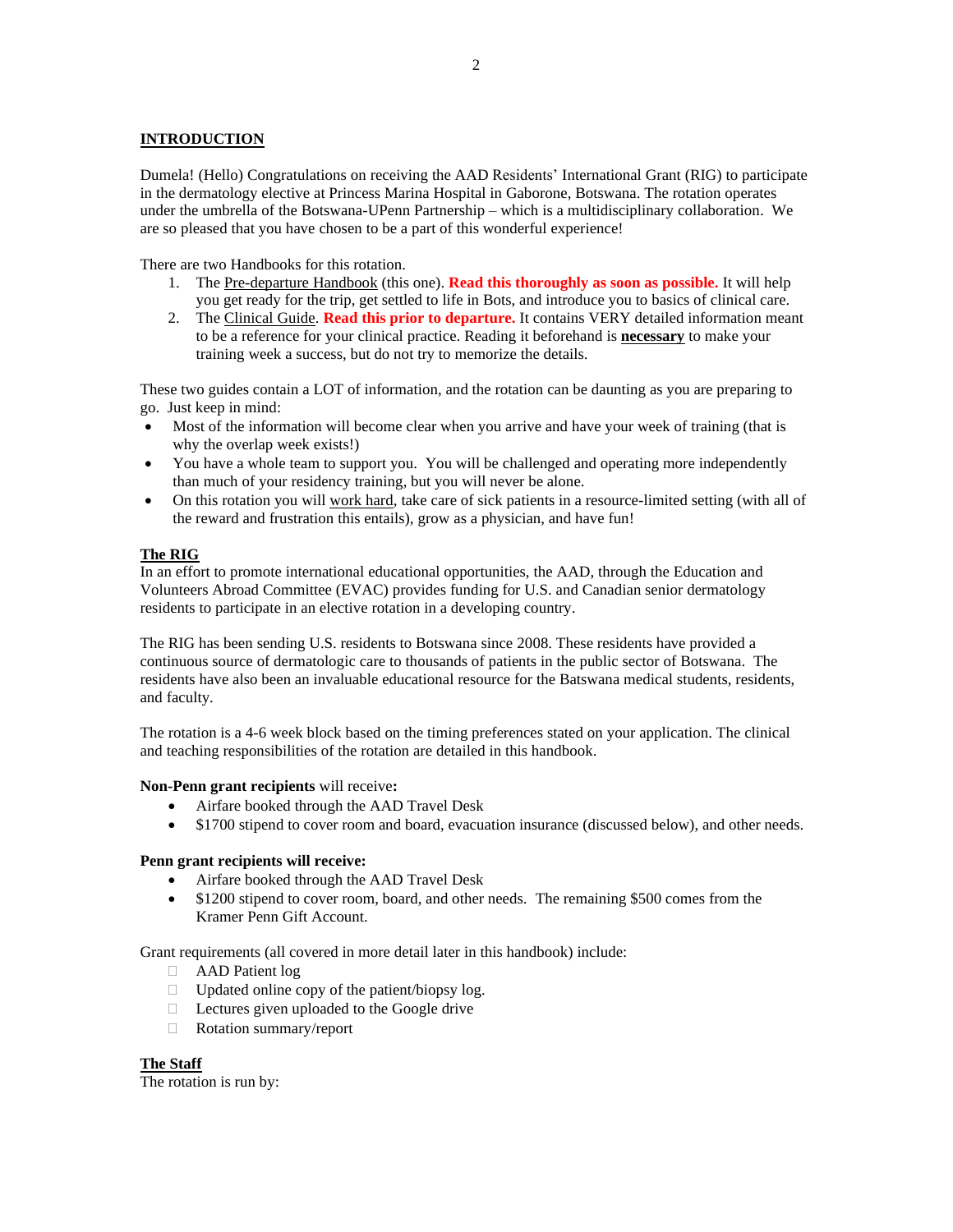## INTRODUCTION

Dumela! (Hello) Congratulations on receiving the AAD Residents' International Grant (RIG) to participate in the dermatology elective at Princess Marina Hospital in Gaborone, Botswana. The rotation operates under the umbrella of the Botswana-UPenn Partnership – which is a multidisciplinary collaboration. We are so pleased that you have chosen to be a part of this wonderful experience!

There are two Handbooks for this rotation.

1. The Pre-departure Handbook (this one). **Read this thoroughly as soon as possible.** It will help you get ready for the trip, get settled to life in Bots, and introduce you to basics of clinical care.
2. The Clinical Guide. **Read this prior to departure.** It contains VERY detailed information meant to be a reference for your clinical practice. Reading it beforehand is **necessary** to make your training week a success, but do not try to memorize the details.

These two guides contain a LOT of information, and the rotation can be daunting as you are preparing to go. Just keep in mind:

- Most of the information will become clear when you arrive and have your week of training (that is why the overlap week exists!)
- You have a whole team to support you. You will be challenged and operating more independently than much of your residency training, but you will never be alone.
- On this rotation you will work hard, take care of sick patients in a resource-limited setting (with all of the reward and frustration this entails), grow as a physician, and have fun!

### The RIG

In an effort to promote international educational opportunities, the AAD, through the Education and Volunteers Abroad Committee (EVAC) provides funding for U.S. and Canadian senior dermatology residents to participate in an elective rotation in a developing country.

The RIG has been sending U.S. residents to Botswana since 2008. These residents have provided a continuous source of dermatologic care to thousands of patients in the public sector of Botswana. The residents have also been an invaluable educational resource for the Batswana medical students, residents, and faculty.

The rotation is a 4-6 week block based on the timing preferences stated on your application. The clinical and teaching responsibilities of the rotation are detailed in this handbook.

**Non-Penn grant recipients** will receive**:**

- Airfare booked through the AAD Travel Desk
- $1700 stipend to cover room and board, evacuation insurance (discussed below), and other needs.

**Penn grant recipients will receive:**

- Airfare booked through the AAD Travel Desk
- $1200 stipend to cover room, board, and other needs. The remaining $500 comes from the Kramer Penn Gift Account.

Grant requirements (all covered in more detail later in this handbook) include:

- AAD Patient log
- Updated online copy of the patient/biopsy log.
- Lectures given uploaded to the Google drive
- Rotation summary/report

### The Staff

The rotation is run by: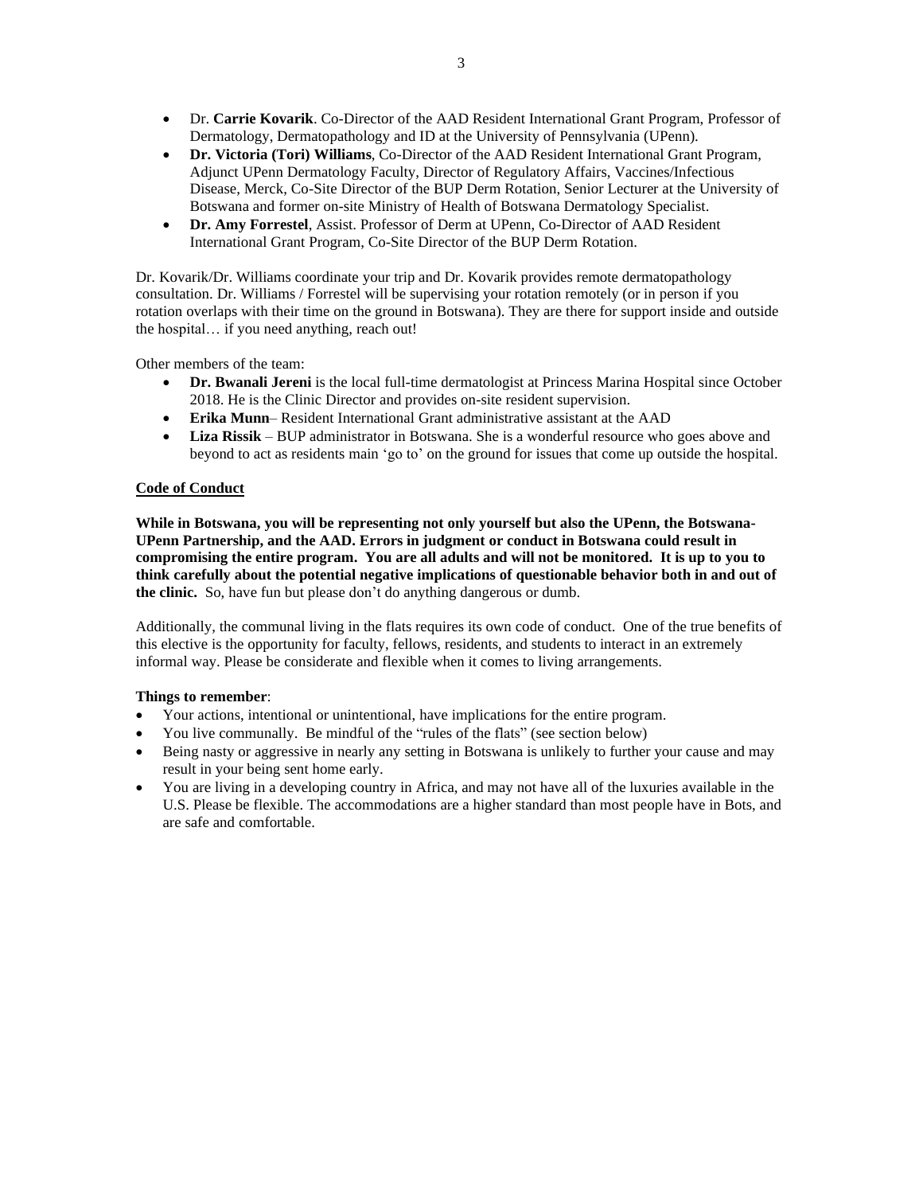- Dr. **Carrie Kovarik**. Co-Director of the AAD Resident International Grant Program, Professor of Dermatology, Dermatopathology and ID at the University of Pennsylvania (UPenn).
- **Dr. Victoria (Tori) Williams**, Co-Director of the AAD Resident International Grant Program, Adjunct UPenn Dermatology Faculty, Director of Regulatory Affairs, Vaccines/Infectious Disease, Merck, Co-Site Director of the BUP Derm Rotation, Senior Lecturer at the University of Botswana and former on-site Ministry of Health of Botswana Dermatology Specialist.
- **Dr. Amy Forrestel**, Assist. Professor of Derm at UPenn, Co-Director of AAD Resident International Grant Program, Co-Site Director of the BUP Derm Rotation.

Dr. Kovarik/Dr. Williams coordinate your trip and Dr. Kovarik provides remote dermatopathology consultation. Dr. Williams / Forrestel will be supervising your rotation remotely (or in person if you rotation overlaps with their time on the ground in Botswana). They are there for support inside and outside the hospital… if you need anything, reach out!

Other members of the team:

- **Dr. Bwanali Jereni** is the local full-time dermatologist at Princess Marina Hospital since October 2018. He is the Clinic Director and provides on-site resident supervision.
- **Erika Munn**– Resident International Grant administrative assistant at the AAD
- **Liza Rissik** – BUP administrator in Botswana. She is a wonderful resource who goes above and beyond to act as residents main 'go to' on the ground for issues that come up outside the hospital.

**Code of Conduct**

**While in Botswana, you will be representing not only yourself but also the UPenn, the Botswana-UPenn Partnership, and the AAD. Errors in judgment or conduct in Botswana could result in compromising the entire program. You are all adults and will not be monitored. It is up to you to think carefully about the potential negative implications of questionable behavior both in and out of the clinic.** So, have fun but please don't do anything dangerous or dumb.

Additionally, the communal living in the flats requires its own code of conduct. One of the true benefits of this elective is the opportunity for faculty, fellows, residents, and students to interact in an extremely informal way. Please be considerate and flexible when it comes to living arrangements.

**Things to remember**:

- Your actions, intentional or unintentional, have implications for the entire program.
- You live communally. Be mindful of the "rules of the flats" (see section below)
- Being nasty or aggressive in nearly any setting in Botswana is unlikely to further your cause and may result in your being sent home early.
- You are living in a developing country in Africa, and may not have all of the luxuries available in the U.S. Please be flexible. The accommodations are a higher standard than most people have in Bots, and are safe and comfortable.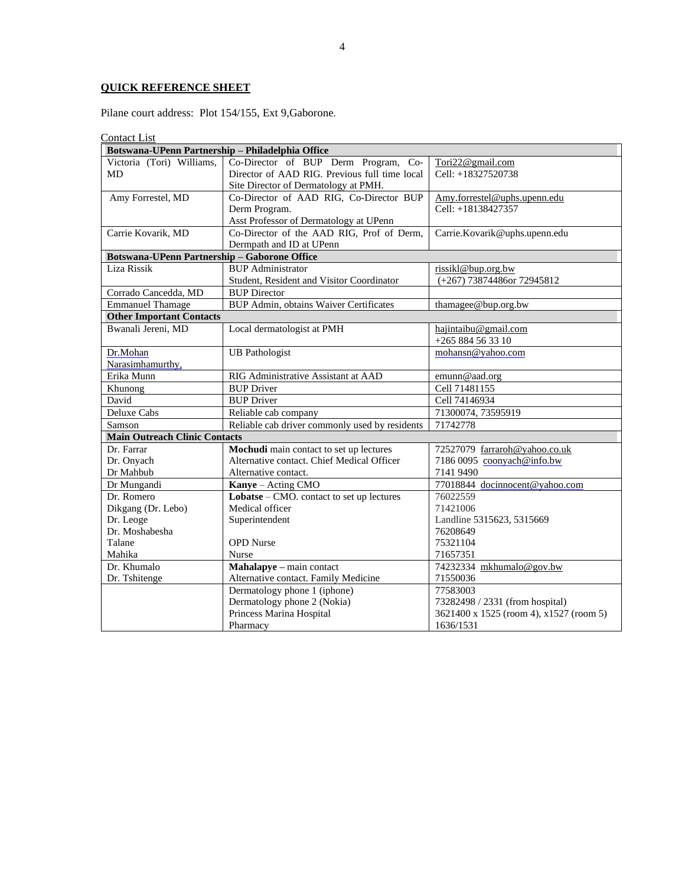**QUICK REFERENCE SHEET**

Pilane court address: Plot 154/155, Ext 9,Gaborone.

Contact List

| **Botswana-UPenn Partnership – Philadelphia Office** | | |
|---|---|---|
| Victoria (Tori) Williams, MD | Co-Director of BUP Derm Program, Co-Director of AAD RIG. Previous full time local Site Director of Dermatology at PMH. | Tori22@gmail.com<br>Cell: +18327520738 |
| Amy Forrestel, MD | Co-Director of AAD RIG, Co-Director BUP Derm Program.<br>Asst Professor of Dermatology at UPenn | Amy.forrestel@uphs.upenn.edu<br>Cell: +18138427357 |
| Carrie Kovarik, MD | Co-Director of the AAD RIG, Prof of Derm, Dermpath and ID at UPenn | Carrie.Kovarik@uphs.upenn.edu |
| **Botswana-UPenn Partnership – Gaborone Office** | | |
| Liza Rissik | BUP Administrator<br>Student, Resident and Visitor Coordinator | rissikl@bup.org.bw<br>(+267) 73874486or 72945812 |
| Corrado Cancedda, MD | BUP Director | |
| Emmanuel Thamage | BUP Admin, obtains Waiver Certificates | thamagee@bup.org.bw |
| **Other Important Contacts** | | |
| Bwanali Jereni, MD | Local dermatologist at PMH | hajintaibu@gmail.com<br>+265 884 56 33 10 |
| Dr.Mohan Narasimhamurthy, | UB Pathologist | mohansn@yahoo.com |
| Erika Munn | RIG Administrative Assistant at AAD | emunn@aad.org |
| Khunong | BUP Driver | Cell 71481155 |
| David | BUP Driver | Cell 74146934 |
| Deluxe Cabs | Reliable cab company | 71300074, 73595919 |
| Samson | Reliable cab driver commonly used by residents | 71742778 |
| **Main Outreach Clinic Contacts** | | |
| Dr. Farrar<br>Dr. Onyach<br>Dr Mahbub | **Mochudi** main contact to set up lectures<br>Alternative contact. Chief Medical Officer<br>Alternative contact. | 72527079 farraroh@yahoo.co.uk<br>7186 0095 coonyach@info.bw<br>7141 9490 |
| Dr Mungandi | **Kanye** – Acting CMO | 77018844 docinnocent@yahoo.com |
| Dr. Romero<br>Dikgang (Dr. Lebo)<br>Dr. Leoge<br>Dr. Moshabesha<br>Talane<br>Mahika | **Lobatse** – CMO. contact to set up lectures<br>Medical officer<br>Superintendent<br><br>OPD Nurse<br>Nurse | 76022559<br>71421006<br>Landline 5315623, 5315669<br>76208649<br>75321104<br>71657351 |
| Dr. Khumalo<br>Dr. Tshitenge | **Mahalapye** – main contact<br>Alternative contact. Family Medicine | 74232334 mkhumalo@gov.bw<br>71550036 |
| | Dermatology phone 1 (iphone)<br>Dermatology phone 2 (Nokia)<br>Princess Marina Hospital<br>Pharmacy | 77583003<br>73282498 / 2331 (from hospital)<br>3621400 x 1525 (room 4), x1527 (room 5)<br>1636/1531 |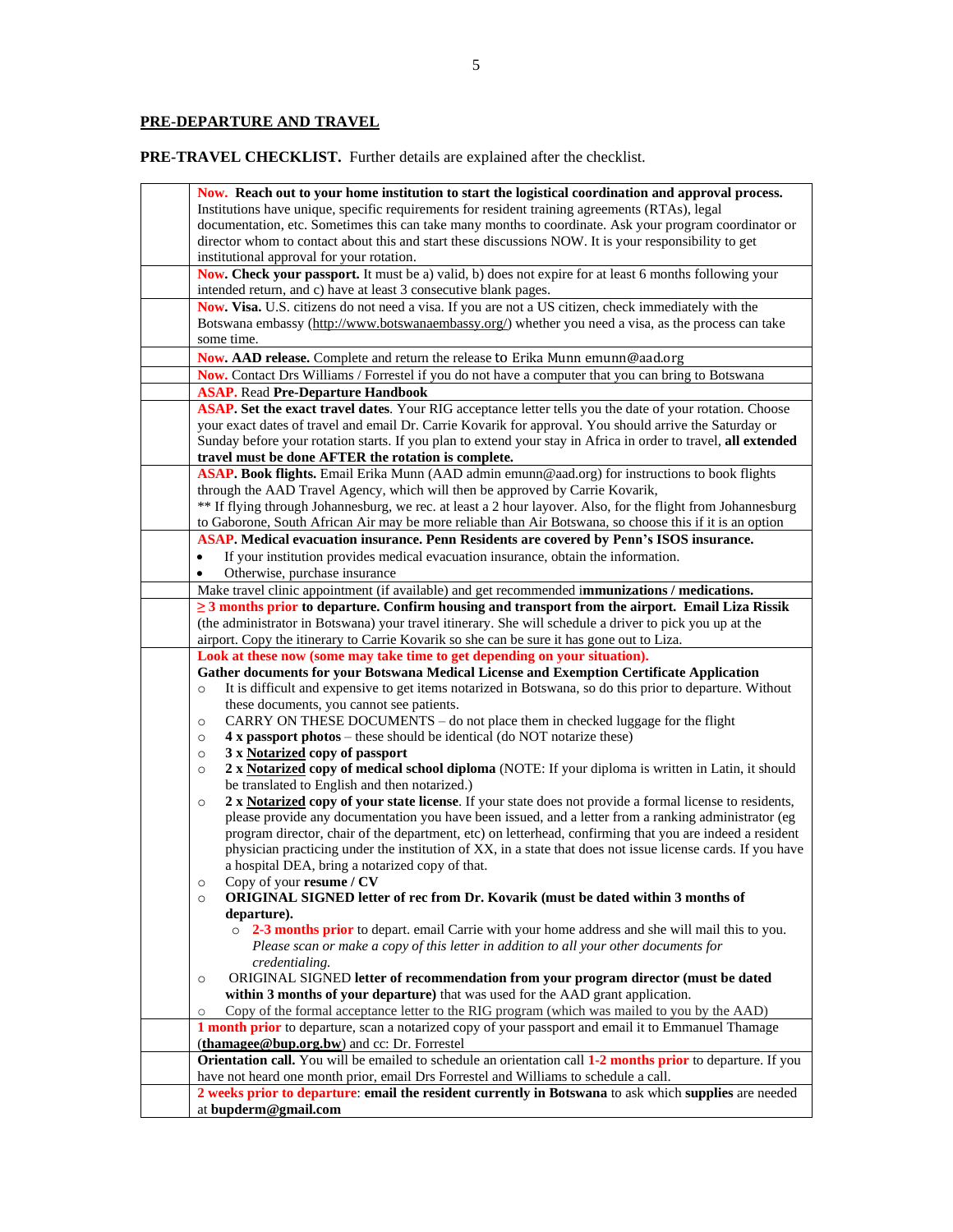## PRE-DEPARTURE AND TRAVEL

**PRE-TRAVEL CHECKLIST.** Further details are explained after the checklist.

| | |
|---|---|
| | **Now. Reach out to your home institution to start the logistical coordination and approval process.** Institutions have unique, specific requirements for resident training agreements (RTAs), legal documentation, etc. Sometimes this can take many months to coordinate. Ask your program coordinator or director whom to contact about this and start these discussions NOW. It is your responsibility to get institutional approval for your rotation. |
| | **Now. Check your passport.** It must be a) valid, b) does not expire for at least 6 months following your intended return, and c) have at least 3 consecutive blank pages. |
| | **Now. Visa.** U.S. citizens do not need a visa. If you are not a US citizen, check immediately with the Botswana embassy (http://www.botswanaembassy.org/) whether you need a visa, as the process can take some time. |
| | **Now. AAD release.** Complete and return the release to Erika Munn emunn@aad.org |
| | **Now.** Contact Drs Williams / Forrestel if you do not have a computer that you can bring to Botswana |
| | **ASAP.** Read **Pre-Departure Handbook** |
| | **ASAP. Set the exact travel dates**. Your RIG acceptance letter tells you the date of your rotation. Choose your exact dates of travel and email Dr. Carrie Kovarik for approval. You should arrive the Saturday or Sunday before your rotation starts. If you plan to extend your stay in Africa in order to travel, **all extended travel must be done AFTER the rotation is complete.** |
| | **ASAP. Book flights.** Email Erika Munn (AAD admin emunn@aad.org) for instructions to book flights through the AAD Travel Agency, which will then be approved by Carrie Kovarik, <br>** If flying through Johannesburg, we rec. at least a 2 hour layover. Also, for the flight from Johannesburg to Gaborone, South African Air may be more reliable than Air Botswana, so choose this if it is an option |
| | **ASAP. Medical evacuation insurance. Penn Residents are covered by Penn's ISOS insurance.** <br>• If your institution provides medical evacuation insurance, obtain the information. <br>• Otherwise, purchase insurance |
| | Make travel clinic appointment (if available) and get recommended i**mmunizations / medications.** |
| | **≥ 3 months prior to departure. Confirm housing and transport from the airport. Email Liza Rissik** (the administrator in Botswana) your travel itinerary. She will schedule a driver to pick you up at the airport. Copy the itinerary to Carrie Kovarik so she can be sure it has gone out to Liza. |
| | **Look at these now (some may take time to get depending on your situation).** <br>**Gather documents for your Botswana Medical License and Exemption Certificate Application** <br>○ It is difficult and expensive to get items notarized in Botswana, so do this prior to departure. Without these documents, you cannot see patients. <br>○ CARRY ON THESE DOCUMENTS – do not place them in checked luggage for the flight <br>○ **4 x passport photos** – these should be identical (do NOT notarize these) <br>○ **3 x Notarized copy of passport** <br>○ **2 x Notarized copy of medical school diploma** (NOTE: If your diploma is written in Latin, it should be translated to English and then notarized.) <br>○ **2 x Notarized copy of your state license**. If your state does not provide a formal license to residents, please provide any documentation you have been issued, and a letter from a ranking administrator (eg program director, chair of the department, etc) on letterhead, confirming that you are indeed a resident physician practicing under the institution of XX, in a state that does not issue license cards. If you have a hospital DEA, bring a notarized copy of that. <br>○ Copy of your **resume / CV** <br>○ **ORIGINAL SIGNED letter of rec from Dr. Kovarik (must be dated within 3 months of departure).** <br>&nbsp;&nbsp;&nbsp;&nbsp;○ **2-3 months prior** to depart. email Carrie with your home address and she will mail this to you. *Please scan or make a copy of this letter in addition to all your other documents for credentialing.* <br>○ ORIGINAL SIGNED **letter of recommendation from your program director (must be dated within 3 months of your departure)** that was used for the AAD grant application. <br>○ Copy of the formal acceptance letter to the RIG program (which was mailed to you by the AAD) |
| | **1 month prior** to departure, scan a notarized copy of your passport and email it to Emmanuel Thamage (**thamagee@bup.org.bw**) and cc: Dr. Forrestel |
| | **Orientation call.** You will be emailed to schedule an orientation call **1-2 months prior** to departure. If you have not heard one month prior, email Drs Forrestel and Williams to schedule a call. |
| | **2 weeks prior to departure**: **email the resident currently in Botswana** to ask which **supplies** are needed at **bupderm@gmail.com** |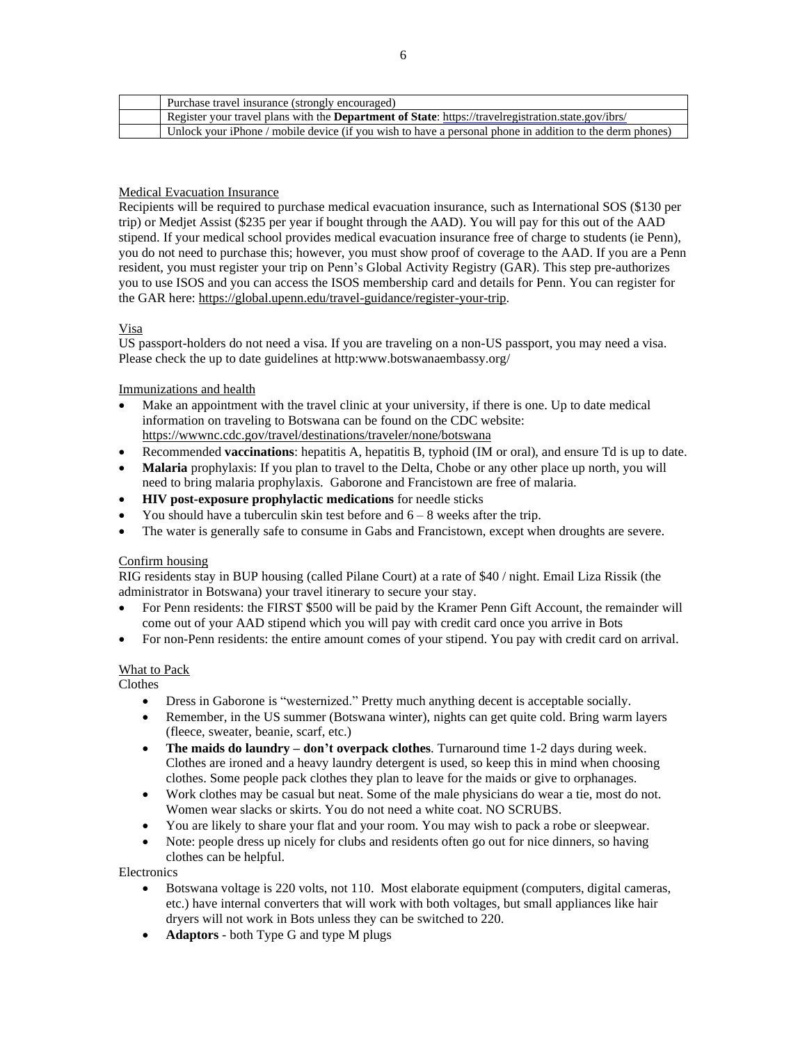| | |
|---|---|
| | Purchase travel insurance (strongly encouraged) |
| | Register your travel plans with the **Department of State**: https://travelregistration.state.gov/ibrs/ |
| | Unlock your iPhone / mobile device (if you wish to have a personal phone in addition to the derm phones) |

Medical Evacuation Insurance

Recipients will be required to purchase medical evacuation insurance, such as International SOS ($130 per trip) or Medjet Assist ($235 per year if bought through the AAD). You will pay for this out of the AAD stipend. If your medical school provides medical evacuation insurance free of charge to students (ie Penn), you do not need to purchase this; however, you must show proof of coverage to the AAD. If you are a Penn resident, you must register your trip on Penn's Global Activity Registry (GAR). This step pre-authorizes you to use ISOS and you can access the ISOS membership card and details for Penn. You can register for the GAR here: https://global.upenn.edu/travel-guidance/register-your-trip.

Visa

US passport-holders do not need a visa. If you are traveling on a non-US passport, you may need a visa. Please check the up to date guidelines at http:www.botswanaembassy.org/

Immunizations and health

- Make an appointment with the travel clinic at your university, if there is one. Up to date medical information on traveling to Botswana can be found on the CDC website: https://wwwnc.cdc.gov/travel/destinations/traveler/none/botswana
- Recommended **vaccinations**: hepatitis A, hepatitis B, typhoid (IM or oral), and ensure Td is up to date.
- **Malaria** prophylaxis: If you plan to travel to the Delta, Chobe or any other place up north, you will need to bring malaria prophylaxis. Gaborone and Francistown are free of malaria.
- **HIV post-exposure prophylactic medications** for needle sticks
- You should have a tuberculin skin test before and 6 – 8 weeks after the trip.
- The water is generally safe to consume in Gabs and Francistown, except when droughts are severe.

Confirm housing

RIG residents stay in BUP housing (called Pilane Court) at a rate of $40 / night. Email Liza Rissik (the administrator in Botswana) your travel itinerary to secure your stay.

- For Penn residents: the FIRST $500 will be paid by the Kramer Penn Gift Account, the remainder will come out of your AAD stipend which you will pay with credit card once you arrive in Bots
- For non-Penn residents: the entire amount comes of your stipend. You pay with credit card on arrival.

What to Pack

Clothes

- Dress in Gaborone is "westernized." Pretty much anything decent is acceptable socially.
- Remember, in the US summer (Botswana winter), nights can get quite cold. Bring warm layers (fleece, sweater, beanie, scarf, etc.)
- **The maids do laundry – don't overpack clothes**. Turnaround time 1-2 days during week. Clothes are ironed and a heavy laundry detergent is used, so keep this in mind when choosing clothes. Some people pack clothes they plan to leave for the maids or give to orphanages.
- Work clothes may be casual but neat. Some of the male physicians do wear a tie, most do not. Women wear slacks or skirts. You do not need a white coat. NO SCRUBS.
- You are likely to share your flat and your room. You may wish to pack a robe or sleepwear.
- Note: people dress up nicely for clubs and residents often go out for nice dinners, so having clothes can be helpful.

Electronics

- Botswana voltage is 220 volts, not 110. Most elaborate equipment (computers, digital cameras, etc.) have internal converters that will work with both voltages, but small appliances like hair dryers will not work in Bots unless they can be switched to 220.
- **Adaptors** - both Type G and type M plugs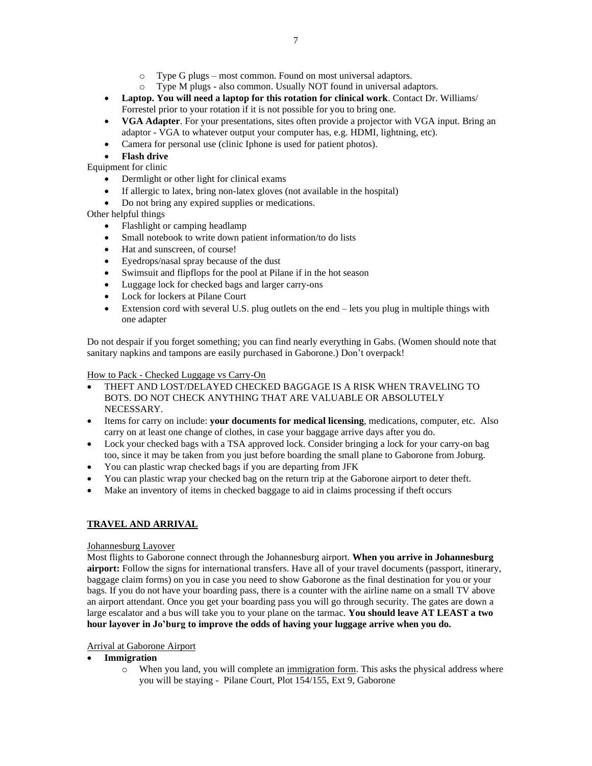- Type G plugs – most common. Found on most universal adaptors.
    - Type M plugs - also common. Usually NOT found in universal adaptors.
- **Laptop. You will need a laptop for this rotation for clinical work**. Contact Dr. Williams/ Forrestel prior to your rotation if it is not possible for you to bring one.
- **VGA Adapter**. For your presentations, sites often provide a projector with VGA input. Bring an adaptor - VGA to whatever output your computer has, e.g. HDMI, lightning, etc).
- Camera for personal use (clinic Iphone is used for patient photos).
- **Flash drive**

Equipment for clinic

- Dermlight or other light for clinical exams
- If allergic to latex, bring non-latex gloves (not available in the hospital)
- Do not bring any expired supplies or medications.

Other helpful things

- Flashlight or camping headlamp
- Small notebook to write down patient information/to do lists
- Hat and sunscreen, of course!
- Eyedrops/nasal spray because of the dust
- Swimsuit and flipflops for the pool at Pilane if in the hot season
- Luggage lock for checked bags and larger carry-ons
- Lock for lockers at Pilane Court
- Extension cord with several U.S. plug outlets on the end – lets you plug in multiple things with one adapter

Do not despair if you forget something; you can find nearly everything in Gabs. (Women should note that sanitary napkins and tampons are easily purchased in Gaborone.) Don't overpack!

<u>How to Pack - Checked Luggage vs Carry-On</u>

- THEFT AND LOST/DELAYED CHECKED BAGGAGE IS A RISK WHEN TRAVELING TO BOTS. DO NOT CHECK ANYTHING THAT ARE VALUABLE OR ABSOLUTELY NECESSARY.
- Items for carry on include: **your documents for medical licensing**, medications, computer, etc. Also carry on at least one change of clothes, in case your baggage arrive days after you do.
- Lock your checked bags with a TSA approved lock. Consider bringing a lock for your carry-on bag too, since it may be taken from you just before boarding the small plane to Gaborone from Joburg.
- You can plastic wrap checked bags if you are departing from JFK
- You can plastic wrap your checked bag on the return trip at the Gaborone airport to deter theft.
- Make an inventory of items in checked baggage to aid in claims processing if theft occurs

## TRAVEL AND ARRIVAL

<u>Johannesburg Layover</u>

Most flights to Gaborone connect through the Johannesburg airport. **When you arrive in Johannesburg airport:** Follow the signs for international transfers. Have all of your travel documents (passport, itinerary, baggage claim forms) on you in case you need to show Gaborone as the final destination for you or your bags. If you do not have your boarding pass, there is a counter with the airline name on a small TV above an airport attendant. Once you get your boarding pass you will go through security. The gates are down a large escalator and a bus will take you to your plane on the tarmac. **You should leave AT LEAST a two hour layover in Jo'burg to improve the odds of having your luggage arrive when you do.**

<u>Arrival at Gaborone Airport</u>

- **Immigration**
    - When you land, you will complete an <u>immigration form</u>. This asks the physical address where you will be staying - Pilane Court, Plot 154/155, Ext 9, Gaborone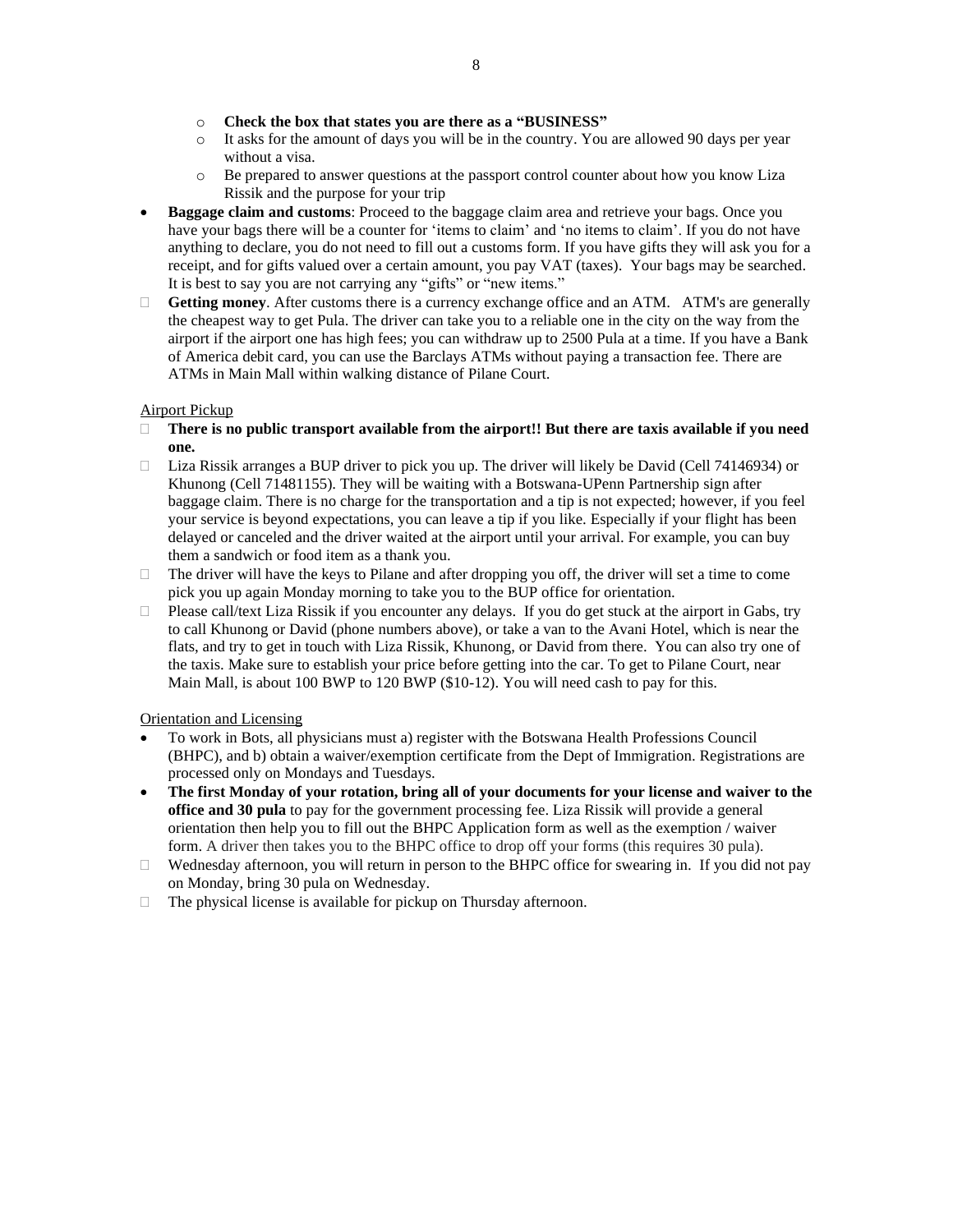- **Check the box that states you are there as a "BUSINESS"**
    - It asks for the amount of days you will be in the country. You are allowed 90 days per year without a visa.
    - Be prepared to answer questions at the passport control counter about how you know Liza Rissik and the purpose for your trip
- **Baggage claim and customs**: Proceed to the baggage claim area and retrieve your bags. Once you have your bags there will be a counter for 'items to claim' and 'no items to claim'. If you do not have anything to declare, you do not need to fill out a customs form. If you have gifts they will ask you for a receipt, and for gifts valued over a certain amount, you pay VAT (taxes). Your bags may be searched. It is best to say you are not carrying any "gifts" or "new items."
- **Getting money**. After customs there is a currency exchange office and an ATM. ATM's are generally the cheapest way to get Pula. The driver can take you to a reliable one in the city on the way from the airport if the airport one has high fees; you can withdraw up to 2500 Pula at a time. If you have a Bank of America debit card, you can use the Barclays ATMs without paying a transaction fee. There are ATMs in Main Mall within walking distance of Pilane Court.

Airport Pickup

- **There is no public transport available from the airport!! But there are taxis available if you need one.**
- Liza Rissik arranges a BUP driver to pick you up. The driver will likely be David (Cell 74146934) or Khunong (Cell 71481155). They will be waiting with a Botswana-UPenn Partnership sign after baggage claim. There is no charge for the transportation and a tip is not expected; however, if you feel your service is beyond expectations, you can leave a tip if you like. Especially if your flight has been delayed or canceled and the driver waited at the airport until your arrival. For example, you can buy them a sandwich or food item as a thank you.
- The driver will have the keys to Pilane and after dropping you off, the driver will set a time to come pick you up again Monday morning to take you to the BUP office for orientation.
- Please call/text Liza Rissik if you encounter any delays. If you do get stuck at the airport in Gabs, try to call Khunong or David (phone numbers above), or take a van to the Avani Hotel, which is near the flats, and try to get in touch with Liza Rissik, Khunong, or David from there. You can also try one of the taxis. Make sure to establish your price before getting into the car. To get to Pilane Court, near Main Mall, is about 100 BWP to 120 BWP ($10-12). You will need cash to pay for this.

Orientation and Licensing

- To work in Bots, all physicians must a) register with the Botswana Health Professions Council (BHPC), and b) obtain a waiver/exemption certificate from the Dept of Immigration. Registrations are processed only on Mondays and Tuesdays.
- **The first Monday of your rotation, bring all of your documents for your license and waiver to the office and 30 pula** to pay for the government processing fee. Liza Rissik will provide a general orientation then help you to fill out the BHPC Application form as well as the exemption / waiver form. A driver then takes you to the BHPC office to drop off your forms (this requires 30 pula).
- Wednesday afternoon, you will return in person to the BHPC office for swearing in. If you did not pay on Monday, bring 30 pula on Wednesday.
- The physical license is available for pickup on Thursday afternoon.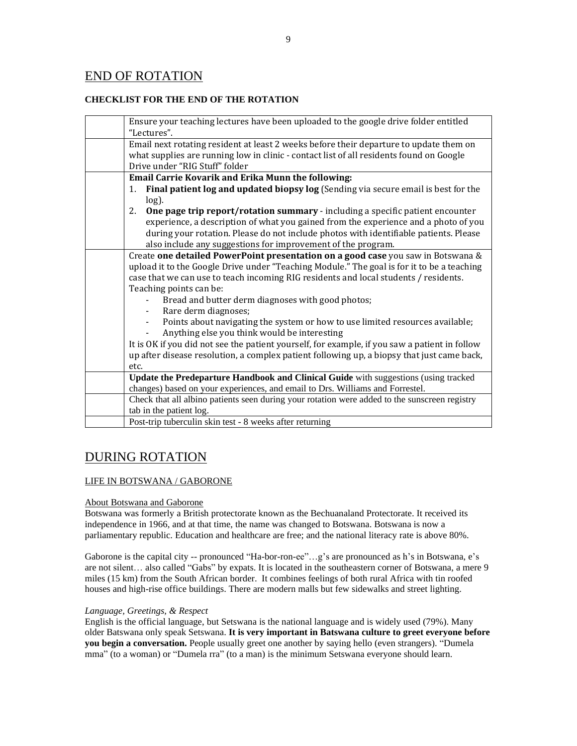# END OF ROTATION

### CHECKLIST FOR THE END OF THE ROTATION

| | |
|---|---|
| | Ensure your teaching lectures have been uploaded to the google drive folder entitled "Lectures". |
| | Email next rotating resident at least 2 weeks before their departure to update them on what supplies are running low in clinic - contact list of all residents found on Google Drive under "RIG Stuff" folder |
| | **Email Carrie Kovarik and Erika Munn the following:**<br>1. **Final patient log and updated biopsy log** (Sending via secure email is best for the log).<br>2. **One page trip report/rotation summary** - including a specific patient encounter experience, a description of what you gained from the experience and a photo of you during your rotation. Please do not include photos with identifiable patients. Please also include any suggestions for improvement of the program. |
| | Create **one detailed PowerPoint presentation on a good case** you saw in Botswana & upload it to the Google Drive under "Teaching Module." The goal is for it to be a teaching case that we can use to teach incoming RIG residents and local students / residents. Teaching points can be:<br>- Bread and butter derm diagnoses with good photos;<br>- Rare derm diagnoses;<br>- Points about navigating the system or how to use limited resources available;<br>- Anything else you think would be interesting<br>It is OK if you did not see the patient yourself, for example, if you saw a patient in follow up after disease resolution, a complex patient following up, a biopsy that just came back, etc. |
| | **Update the Predeparture Handbook and Clinical Guide** with suggestions (using tracked changes) based on your experiences, and email to Drs. Williams and Forrestel. |
| | Check that all albino patients seen during your rotation were added to the sunscreen registry tab in the patient log. |
| | Post-trip tuberculin skin test - 8 weeks after returning |

# DURING ROTATION

## LIFE IN BOTSWANA / GABORONE

### About Botswana and Gaborone

Botswana was formerly a British protectorate known as the Bechuanaland Protectorate. It received its independence in 1966, and at that time, the name was changed to Botswana. Botswana is now a parliamentary republic. Education and healthcare are free; and the national literacy rate is above 80%.

Gaborone is the capital city -- pronounced "Ha-bor-ron-ee"…g's are pronounced as h's in Botswana, e's are not silent… also called "Gabs" by expats. It is located in the southeastern corner of Botswana, a mere 9 miles (15 km) from the South African border. It combines feelings of both rural Africa with tin roofed houses and high-rise office buildings. There are modern malls but few sidewalks and street lighting.

#### *Language, Greetings, & Respect*

English is the official language, but Setswana is the national language and is widely used (79%). Many older Batswana only speak Setswana. **It is very important in Batswana culture to greet everyone before you begin a conversation.** People usually greet one another by saying hello (even strangers). "Dumela mma" (to a woman) or "Dumela rra" (to a man) is the minimum Setswana everyone should learn.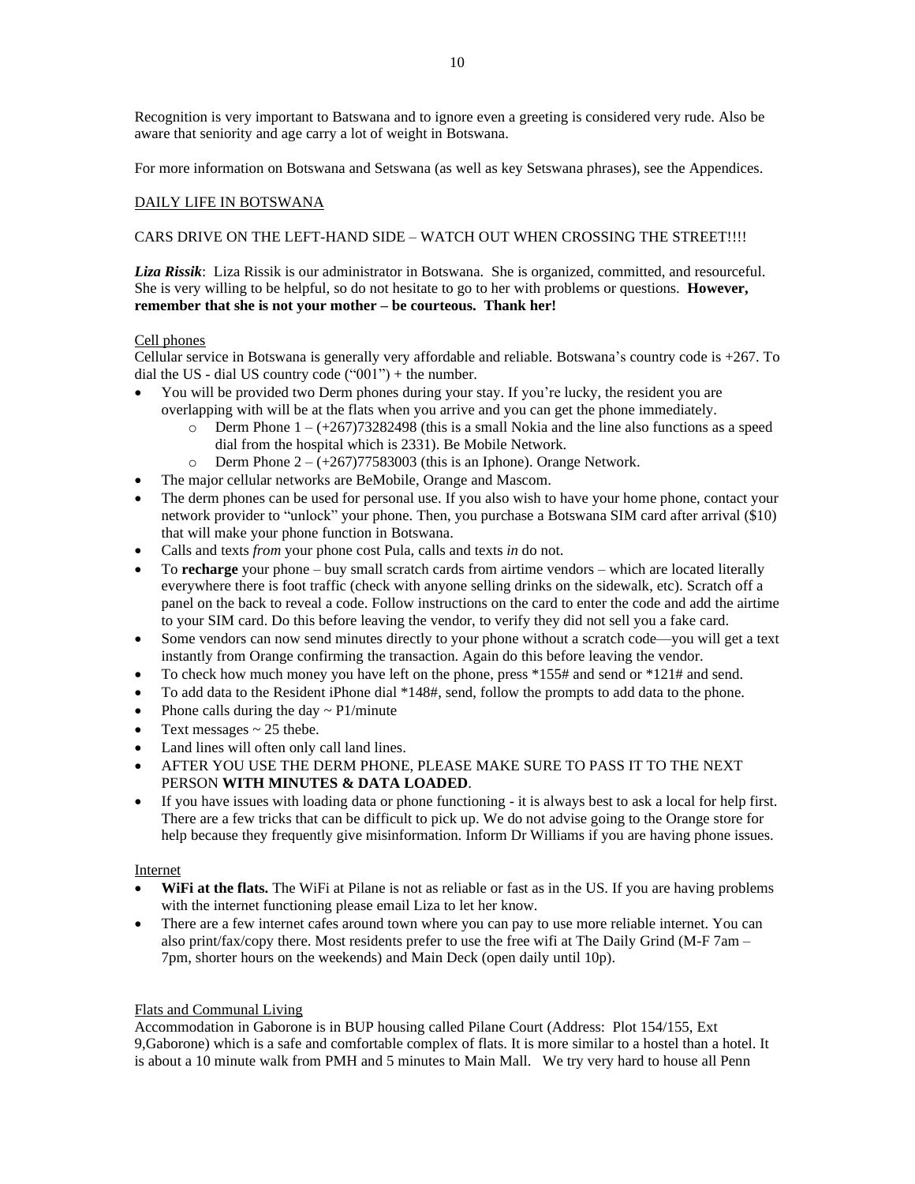Recognition is very important to Batswana and to ignore even a greeting is considered very rude. Also be aware that seniority and age carry a lot of weight in Botswana.

For more information on Botswana and Setswana (as well as key Setswana phrases), see the Appendices.

## DAILY LIFE IN BOTSWANA

CARS DRIVE ON THE LEFT-HAND SIDE – WATCH OUT WHEN CROSSING THE STREET!!!!

***Liza Rissik***: Liza Rissik is our administrator in Botswana. She is organized, committed, and resourceful. She is very willing to be helpful, so do not hesitate to go to her with problems or questions. **However, remember that she is not your mother – be courteous. Thank her!**

### Cell phones

Cellular service in Botswana is generally very affordable and reliable. Botswana's country code is +267. To dial the US - dial US country code ("001") + the number.

- You will be provided two Derm phones during your stay. If you're lucky, the resident you are overlapping with will be at the flats when you arrive and you can get the phone immediately.
  - Derm Phone 1 – (+267)73282498 (this is a small Nokia and the line also functions as a speed dial from the hospital which is 2331). Be Mobile Network.
  - Derm Phone 2 – (+267)77583003 (this is an Iphone). Orange Network.
- The major cellular networks are BeMobile, Orange and Mascom.
- The derm phones can be used for personal use. If you also wish to have your home phone, contact your network provider to "unlock" your phone. Then, you purchase a Botswana SIM card after arrival ($10) that will make your phone function in Botswana.
- Calls and texts *from* your phone cost Pula, calls and texts *in* do not.
- To **recharge** your phone – buy small scratch cards from airtime vendors – which are located literally everywhere there is foot traffic (check with anyone selling drinks on the sidewalk, etc). Scratch off a panel on the back to reveal a code. Follow instructions on the card to enter the code and add the airtime to your SIM card. Do this before leaving the vendor, to verify they did not sell you a fake card.
- Some vendors can now send minutes directly to your phone without a scratch code—you will get a text instantly from Orange confirming the transaction. Again do this before leaving the vendor.
- To check how much money you have left on the phone, press *155# and send or *121# and send.
- To add data to the Resident iPhone dial *148#, send, follow the prompts to add data to the phone.
- Phone calls during the day ~ P1/minute
- Text messages ~ 25 thebe.
- Land lines will often only call land lines.
- AFTER YOU USE THE DERM PHONE, PLEASE MAKE SURE TO PASS IT TO THE NEXT PERSON **WITH MINUTES & DATA LOADED**.
- If you have issues with loading data or phone functioning - it is always best to ask a local for help first. There are a few tricks that can be difficult to pick up. We do not advise going to the Orange store for help because they frequently give misinformation. Inform Dr Williams if you are having phone issues.

### Internet

- **WiFi at the flats.** The WiFi at Pilane is not as reliable or fast as in the US. If you are having problems with the internet functioning please email Liza to let her know.
- There are a few internet cafes around town where you can pay to use more reliable internet. You can also print/fax/copy there. Most residents prefer to use the free wifi at The Daily Grind (M-F 7am – 7pm, shorter hours on the weekends) and Main Deck (open daily until 10p).

### Flats and Communal Living

Accommodation in Gaborone is in BUP housing called Pilane Court (Address: Plot 154/155, Ext 9,Gaborone) which is a safe and comfortable complex of flats. It is more similar to a hostel than a hotel. It is about a 10 minute walk from PMH and 5 minutes to Main Mall. We try very hard to house all Penn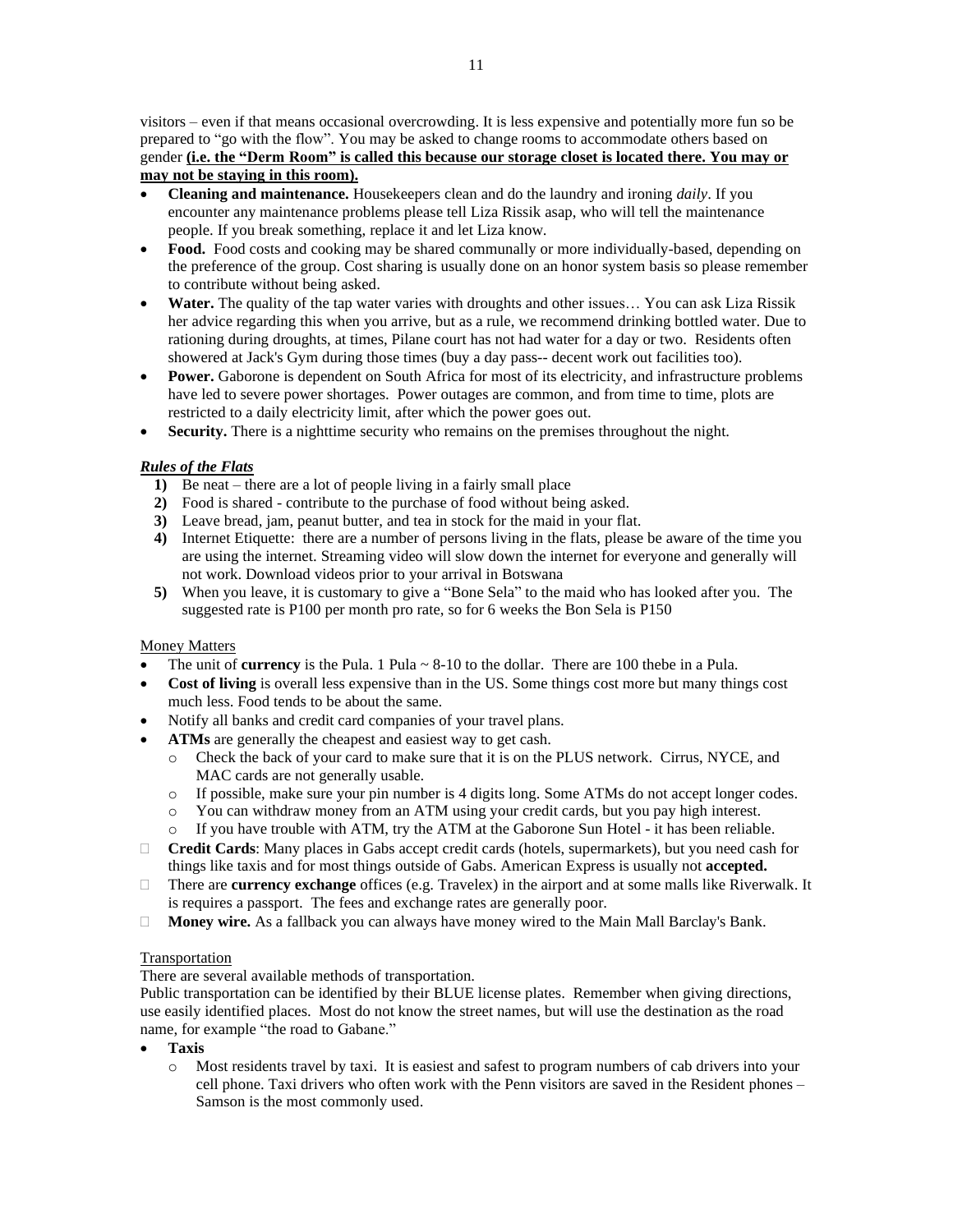visitors – even if that means occasional overcrowding. It is less expensive and potentially more fun so be prepared to "go with the flow". You may be asked to change rooms to accommodate others based on gender **(i.e. the "Derm Room" is called this because our storage closet is located there. You may or may not be staying in this room).**

- **Cleaning and maintenance.** Housekeepers clean and do the laundry and ironing *daily*. If you encounter any maintenance problems please tell Liza Rissik asap, who will tell the maintenance people. If you break something, replace it and let Liza know.
- **Food.** Food costs and cooking may be shared communally or more individually-based, depending on the preference of the group. Cost sharing is usually done on an honor system basis so please remember to contribute without being asked.
- **Water.** The quality of the tap water varies with droughts and other issues… You can ask Liza Rissik her advice regarding this when you arrive, but as a rule, we recommend drinking bottled water. Due to rationing during droughts, at times, Pilane court has not had water for a day or two. Residents often showered at Jack's Gym during those times (buy a day pass-- decent work out facilities too).
- **Power.** Gaborone is dependent on South Africa for most of its electricity, and infrastructure problems have led to severe power shortages. Power outages are common, and from time to time, plots are restricted to a daily electricity limit, after which the power goes out.
- **Security.** There is a nighttime security who remains on the premises throughout the night.

***Rules of the Flats***

1. Be neat – there are a lot of people living in a fairly small place
2. Food is shared - contribute to the purchase of food without being asked.
3. Leave bread, jam, peanut butter, and tea in stock for the maid in your flat.
4. Internet Etiquette: there are a number of persons living in the flats, please be aware of the time you are using the internet. Streaming video will slow down the internet for everyone and generally will not work. Download videos prior to your arrival in Botswana
5. When you leave, it is customary to give a "Bone Sela" to the maid who has looked after you. The suggested rate is P100 per month pro rate, so for 6 weeks the Bon Sela is P150

Money Matters

- The unit of **currency** is the Pula. 1 Pula ~ 8-10 to the dollar. There are 100 thebe in a Pula.
- **Cost of living** is overall less expensive than in the US. Some things cost more but many things cost much less. Food tends to be about the same.
- Notify all banks and credit card companies of your travel plans.
- **ATMs** are generally the cheapest and easiest way to get cash.
  - Check the back of your card to make sure that it is on the PLUS network. Cirrus, NYCE, and MAC cards are not generally usable.
  - If possible, make sure your pin number is 4 digits long. Some ATMs do not accept longer codes.
  - You can withdraw money from an ATM using your credit cards, but you pay high interest.
  - If you have trouble with ATM, try the ATM at the Gaborone Sun Hotel - it has been reliable.
- **Credit Cards**: Many places in Gabs accept credit cards (hotels, supermarkets), but you need cash for things like taxis and for most things outside of Gabs. American Express is usually not **accepted.**
- There are **currency exchange** offices (e.g. Travelex) in the airport and at some malls like Riverwalk. It is requires a passport. The fees and exchange rates are generally poor.
- **Money wire.** As a fallback you can always have money wired to the Main Mall Barclay's Bank.

Transportation

There are several available methods of transportation.

Public transportation can be identified by their BLUE license plates. Remember when giving directions, use easily identified places. Most do not know the street names, but will use the destination as the road name, for example "the road to Gabane."

- **Taxis**
  - Most residents travel by taxi. It is easiest and safest to program numbers of cab drivers into your cell phone. Taxi drivers who often work with the Penn visitors are saved in the Resident phones – Samson is the most commonly used.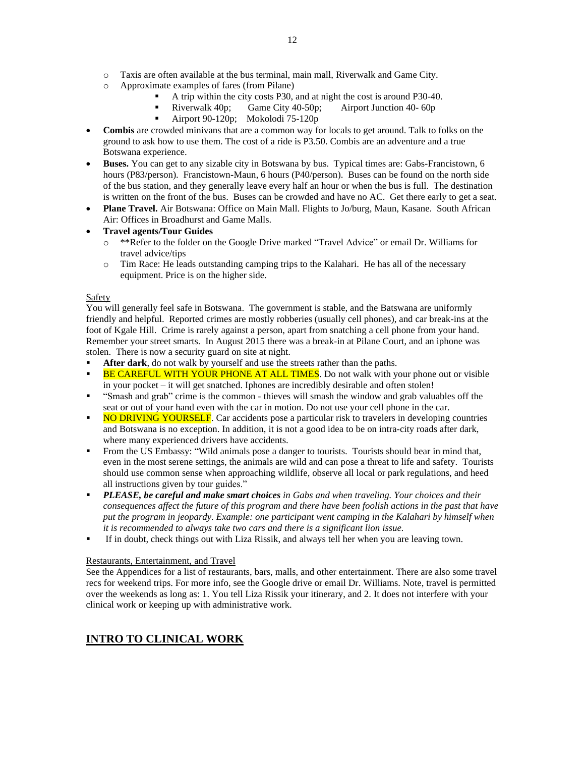- Taxis are often available at the bus terminal, main mall, Riverwalk and Game City.
  - Approximate examples of fares (from Pilane)
    - A trip within the city costs P30, and at night the cost is around P30-40.
    - Riverwalk 40p; Game City 40-50p; Airport Junction 40- 60p
    - Airport 90-120p; Mokolodi 75-120p
- **Combis** are crowded minivans that are a common way for locals to get around. Talk to folks on the ground to ask how to use them. The cost of a ride is P3.50. Combis are an adventure and a true Botswana experience.
- **Buses.** You can get to any sizable city in Botswana by bus. Typical times are: Gabs-Francistown, 6 hours (P83/person). Francistown-Maun, 6 hours (P40/person). Buses can be found on the north side of the bus station, and they generally leave every half an hour or when the bus is full. The destination is written on the front of the bus. Buses can be crowded and have no AC. Get there early to get a seat.
- **Plane Travel.** Air Botswana: Office on Main Mall. Flights to Jo/burg, Maun, Kasane. South African Air: Offices in Broadhurst and Game Malls.
- **Travel agents/Tour Guides**
  - **Refer to the folder on the Google Drive marked "Travel Advice" or email Dr. Williams for travel advice/tips
  - Tim Race: He leads outstanding camping trips to the Kalahari. He has all of the necessary equipment. Price is on the higher side.

Safety

You will generally feel safe in Botswana. The government is stable, and the Batswana are uniformly friendly and helpful. Reported crimes are mostly robberies (usually cell phones), and car break-ins at the foot of Kgale Hill. Crime is rarely against a person, apart from snatching a cell phone from your hand. Remember your street smarts. In August 2015 there was a break-in at Pilane Court, and an iphone was stolen. There is now a security guard on site at night.

- **After dark**, do not walk by yourself and use the streets rather than the paths.
- BE CAREFUL WITH YOUR PHONE AT ALL TIMES. Do not walk with your phone out or visible in your pocket – it will get snatched. Iphones are incredibly desirable and often stolen!
- "Smash and grab" crime is the common - thieves will smash the window and grab valuables off the seat or out of your hand even with the car in motion. Do not use your cell phone in the car.
- NO DRIVING YOURSELF. Car accidents pose a particular risk to travelers in developing countries and Botswana is no exception. In addition, it is not a good idea to be on intra-city roads after dark, where many experienced drivers have accidents.
- From the US Embassy: "Wild animals pose a danger to tourists. Tourists should bear in mind that, even in the most serene settings, the animals are wild and can pose a threat to life and safety. Tourists should use common sense when approaching wildlife, observe all local or park regulations, and heed all instructions given by tour guides."
- ***PLEASE, be careful and make smart choices** in Gabs and when traveling. Your choices and their consequences affect the future of this program and there have been foolish actions in the past that have put the program in jeopardy. Example: one participant went camping in the Kalahari by himself when it is recommended to always take two cars and there is a significant lion issue.*
- If in doubt, check things out with Liza Rissik, and always tell her when you are leaving town.

Restaurants, Entertainment, and Travel

See the Appendices for a list of restaurants, bars, malls, and other entertainment. There are also some travel recs for weekend trips. For more info, see the Google drive or email Dr. Williams. Note, travel is permitted over the weekends as long as: 1. You tell Liza Rissik your itinerary, and 2. It does not interfere with your clinical work or keeping up with administrative work.

## INTRO TO CLINICAL WORK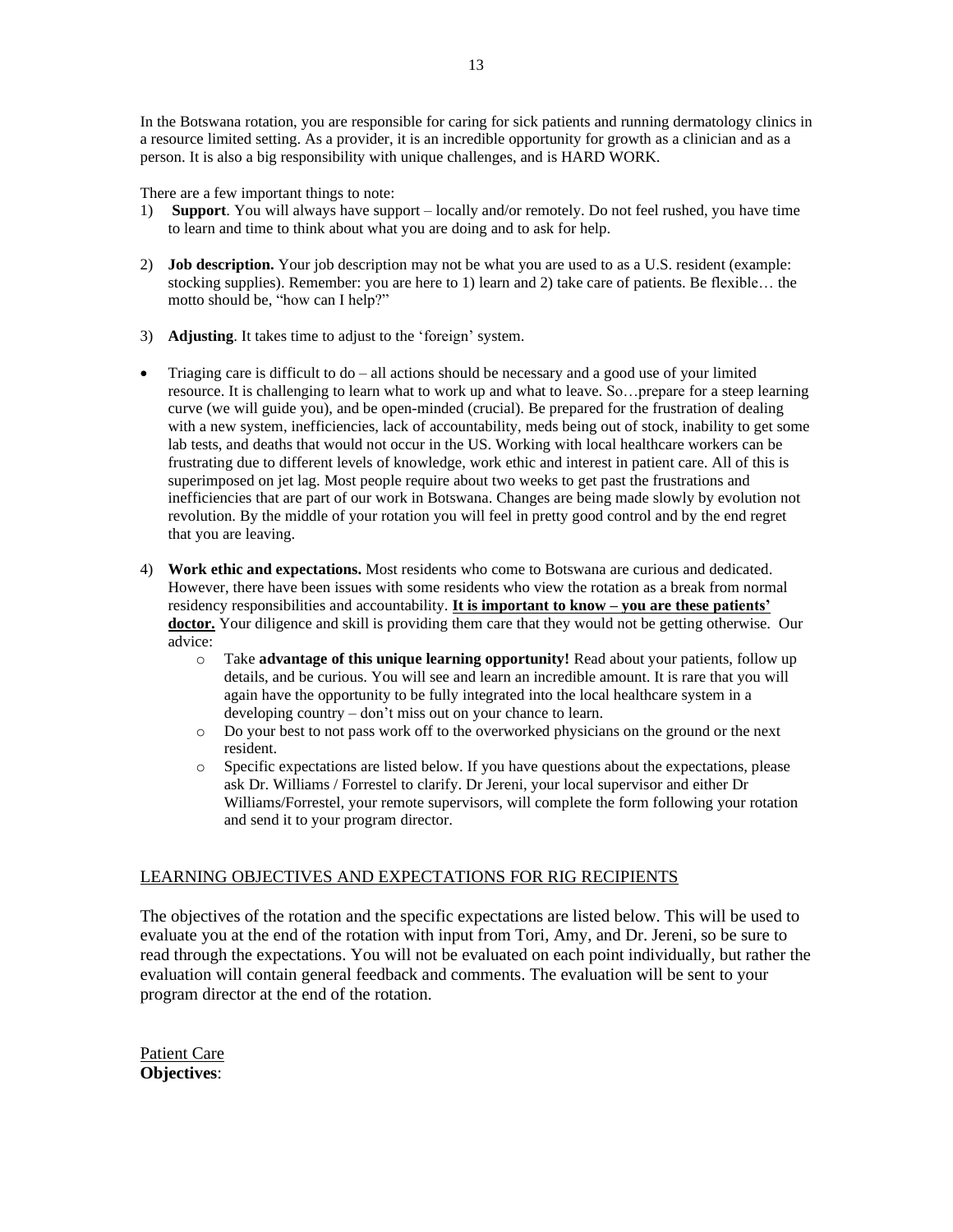In the Botswana rotation, you are responsible for caring for sick patients and running dermatology clinics in a resource limited setting. As a provider, it is an incredible opportunity for growth as a clinician and as a person. It is also a big responsibility with unique challenges, and is HARD WORK.

There are a few important things to note:

1) **Support**. You will always have support – locally and/or remotely. Do not feel rushed, you have time to learn and time to think about what you are doing and to ask for help.

2) **Job description.** Your job description may not be what you are used to as a U.S. resident (example: stocking supplies). Remember: you are here to 1) learn and 2) take care of patients. Be flexible… the motto should be, "how can I help?"

3) **Adjusting**. It takes time to adjust to the 'foreign' system.

- Triaging care is difficult to do – all actions should be necessary and a good use of your limited resource. It is challenging to learn what to work up and what to leave. So…prepare for a steep learning curve (we will guide you), and be open-minded (crucial). Be prepared for the frustration of dealing with a new system, inefficiencies, lack of accountability, meds being out of stock, inability to get some lab tests, and deaths that would not occur in the US. Working with local healthcare workers can be frustrating due to different levels of knowledge, work ethic and interest in patient care. All of this is superimposed on jet lag. Most people require about two weeks to get past the frustrations and inefficiencies that are part of our work in Botswana. Changes are being made slowly by evolution not revolution. By the middle of your rotation you will feel in pretty good control and by the end regret that you are leaving.

4) **Work ethic and expectations.** Most residents who come to Botswana are curious and dedicated. However, there have been issues with some residents who view the rotation as a break from normal residency responsibilities and accountability. **<u>It is important to know – you are these patients' doctor.</u>** Your diligence and skill is providing them care that they would not be getting otherwise. Our advice:
   - Take **advantage of this unique learning opportunity!** Read about your patients, follow up details, and be curious. You will see and learn an incredible amount. It is rare that you will again have the opportunity to be fully integrated into the local healthcare system in a developing country – don't miss out on your chance to learn.
   - Do your best to not pass work off to the overworked physicians on the ground or the next resident.
   - Specific expectations are listed below. If you have questions about the expectations, please ask Dr. Williams / Forrestel to clarify. Dr Jereni, your local supervisor and either Dr Williams/Forrestel, your remote supervisors, will complete the form following your rotation and send it to your program director.

## <u>LEARNING OBJECTIVES AND EXPECTATIONS FOR RIG RECIPIENTS</u>

The objectives of the rotation and the specific expectations are listed below. This will be used to evaluate you at the end of the rotation with input from Tori, Amy, and Dr. Jereni, so be sure to read through the expectations. You will not be evaluated on each point individually, but rather the evaluation will contain general feedback and comments. The evaluation will be sent to your program director at the end of the rotation.

<u>Patient Care</u>

**Objectives**: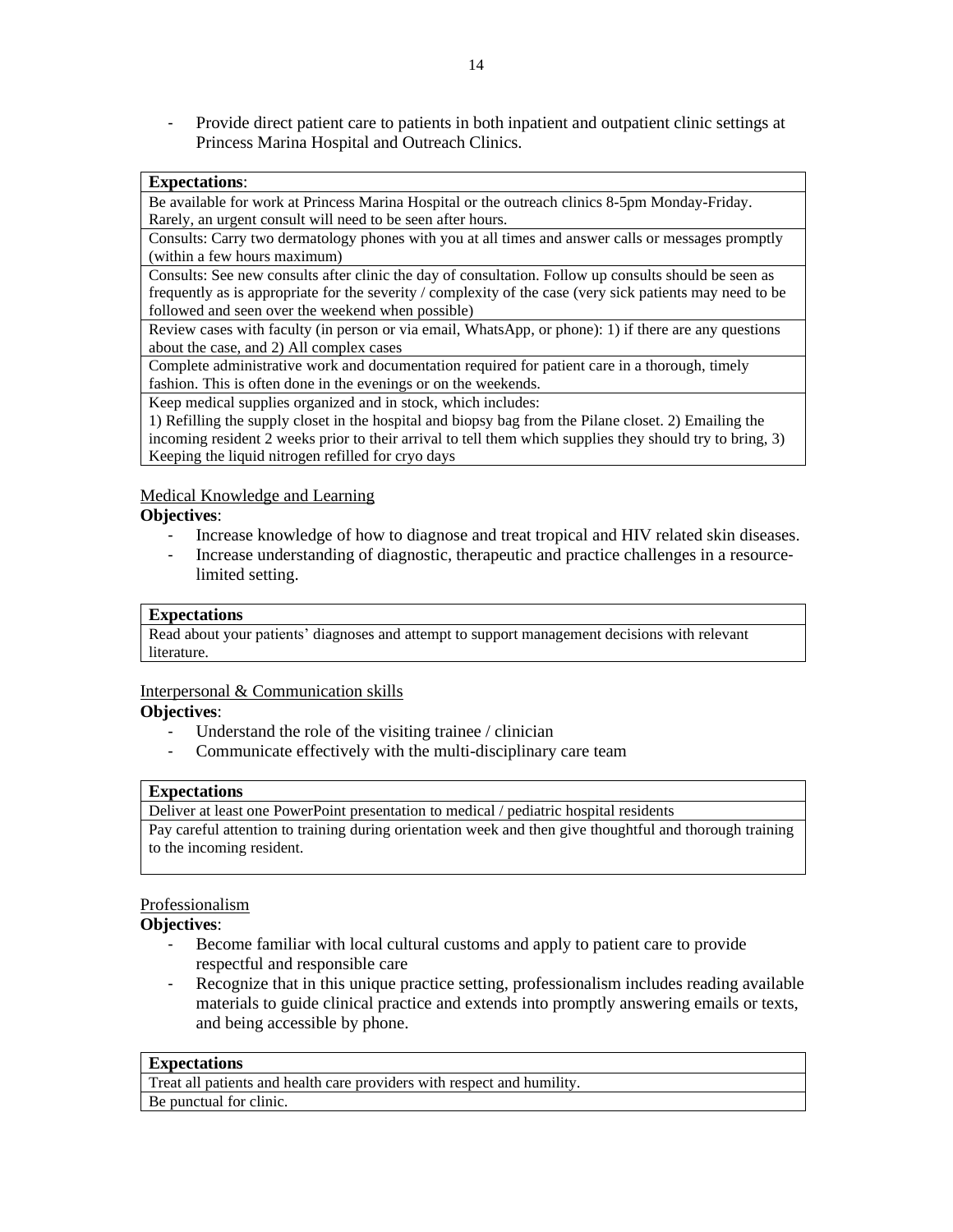- Provide direct patient care to patients in both inpatient and outpatient clinic settings at Princess Marina Hospital and Outreach Clinics.

| **Expectations**: |
| --- |
| Be available for work at Princess Marina Hospital or the outreach clinics 8-5pm Monday-Friday. Rarely, an urgent consult will need to be seen after hours. |
| Consults: Carry two dermatology phones with you at all times and answer calls or messages promptly (within a few hours maximum) |
| Consults: See new consults after clinic the day of consultation. Follow up consults should be seen as frequently as is appropriate for the severity / complexity of the case (very sick patients may need to be followed and seen over the weekend when possible) |
| Review cases with faculty (in person or via email, WhatsApp, or phone): 1) if there are any questions about the case, and 2) All complex cases |
| Complete administrative work and documentation required for patient care in a thorough, timely fashion. This is often done in the evenings or on the weekends. |
| Keep medical supplies organized and in stock, which includes: 1) Refilling the supply closet in the hospital and biopsy bag from the Pilane closet. 2) Emailing the incoming resident 2 weeks prior to their arrival to tell them which supplies they should try to bring, 3) Keeping the liquid nitrogen refilled for cryo days |

<u>Medical Knowledge and Learning</u>

**Objectives**:

- Increase knowledge of how to diagnose and treat tropical and HIV related skin diseases.
- Increase understanding of diagnostic, therapeutic and practice challenges in a resource-limited setting.

| **Expectations** |
| --- |
| Read about your patients' diagnoses and attempt to support management decisions with relevant literature. |

<u>Interpersonal & Communication skills</u>

**Objectives**:

- Understand the role of the visiting trainee / clinician
- Communicate effectively with the multi-disciplinary care team

| **Expectations** |
| --- |
| Deliver at least one PowerPoint presentation to medical / pediatric hospital residents |
| Pay careful attention to training during orientation week and then give thoughtful and thorough training to the incoming resident. |

<u>Professionalism</u>

**Objectives**:

- Become familiar with local cultural customs and apply to patient care to provide respectful and responsible care
- Recognize that in this unique practice setting, professionalism includes reading available materials to guide clinical practice and extends into promptly answering emails or texts, and being accessible by phone.

| **Expectations** |
| --- |
| Treat all patients and health care providers with respect and humility. |
| Be punctual for clinic. |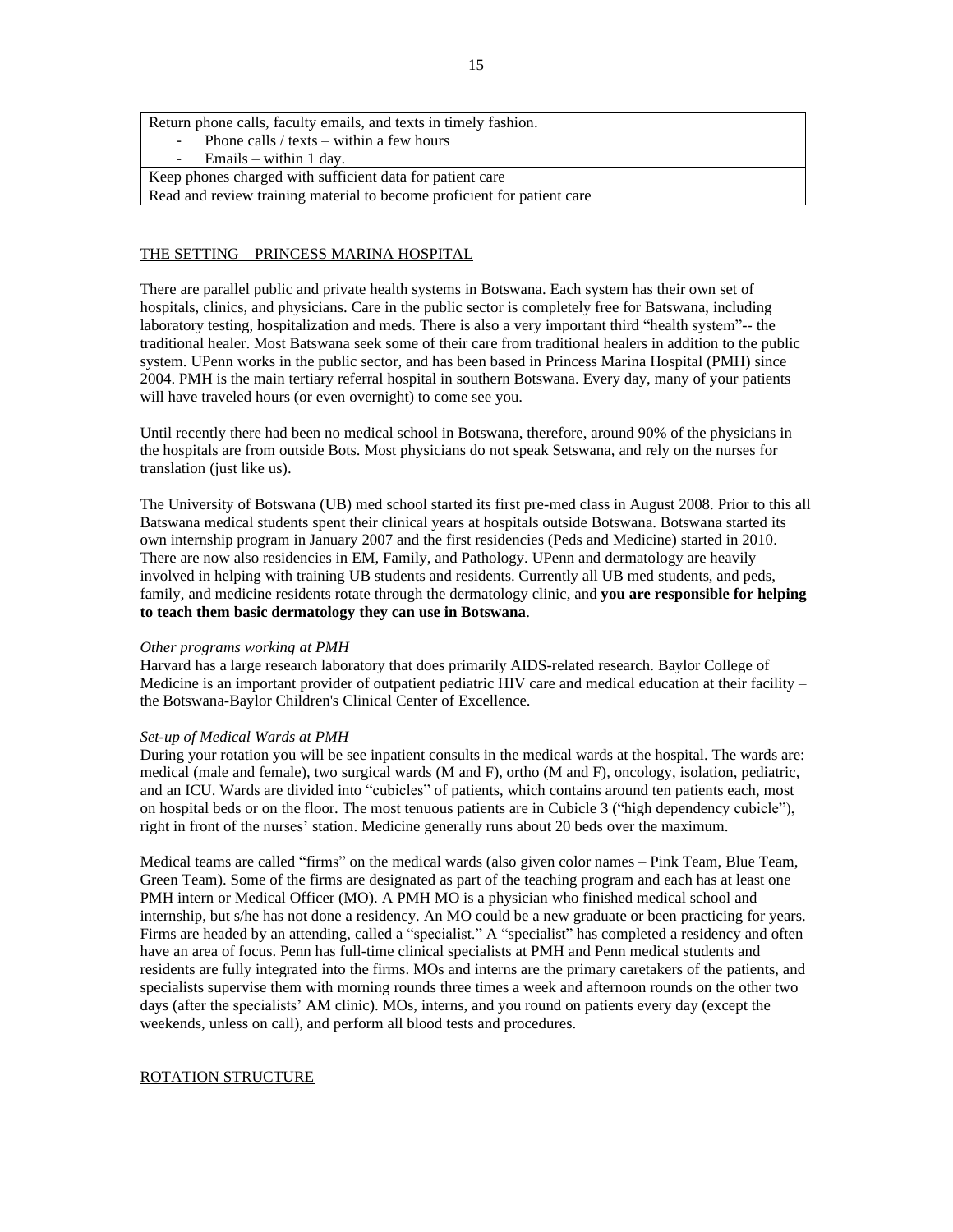| Return phone calls, faculty emails, and texts in timely fashion.<br>- Phone calls / texts – within a few hours<br>- Emails – within 1 day. |
|---|
| Keep phones charged with sufficient data for patient care |
| Read and review training material to become proficient for patient care |

## THE SETTING – PRINCESS MARINA HOSPITAL

There are parallel public and private health systems in Botswana. Each system has their own set of hospitals, clinics, and physicians. Care in the public sector is completely free for Batswana, including laboratory testing, hospitalization and meds. There is also a very important third "health system"-- the traditional healer. Most Batswana seek some of their care from traditional healers in addition to the public system. UPenn works in the public sector, and has been based in Princess Marina Hospital (PMH) since 2004. PMH is the main tertiary referral hospital in southern Botswana. Every day, many of your patients will have traveled hours (or even overnight) to come see you.

Until recently there had been no medical school in Botswana, therefore, around 90% of the physicians in the hospitals are from outside Bots. Most physicians do not speak Setswana, and rely on the nurses for translation (just like us).

The University of Botswana (UB) med school started its first pre-med class in August 2008. Prior to this all Batswana medical students spent their clinical years at hospitals outside Botswana. Botswana started its own internship program in January 2007 and the first residencies (Peds and Medicine) started in 2010. There are now also residencies in EM, Family, and Pathology. UPenn and dermatology are heavily involved in helping with training UB students and residents. Currently all UB med students, and peds, family, and medicine residents rotate through the dermatology clinic, and **you are responsible for helping to teach them basic dermatology they can use in Botswana**.

*Other programs working at PMH*

Harvard has a large research laboratory that does primarily AIDS-related research. Baylor College of Medicine is an important provider of outpatient pediatric HIV care and medical education at their facility – the Botswana-Baylor Children's Clinical Center of Excellence.

*Set-up of Medical Wards at PMH*

During your rotation you will be see inpatient consults in the medical wards at the hospital. The wards are: medical (male and female), two surgical wards (M and F), ortho (M and F), oncology, isolation, pediatric, and an ICU. Wards are divided into "cubicles" of patients, which contains around ten patients each, most on hospital beds or on the floor. The most tenuous patients are in Cubicle 3 ("high dependency cubicle"), right in front of the nurses' station. Medicine generally runs about 20 beds over the maximum.

Medical teams are called "firms" on the medical wards (also given color names – Pink Team, Blue Team, Green Team). Some of the firms are designated as part of the teaching program and each has at least one PMH intern or Medical Officer (MO). A PMH MO is a physician who finished medical school and internship, but s/he has not done a residency. An MO could be a new graduate or been practicing for years. Firms are headed by an attending, called a "specialist." A "specialist" has completed a residency and often have an area of focus. Penn has full-time clinical specialists at PMH and Penn medical students and residents are fully integrated into the firms. MOs and interns are the primary caretakers of the patients, and specialists supervise them with morning rounds three times a week and afternoon rounds on the other two days (after the specialists' AM clinic). MOs, interns, and you round on patients every day (except the weekends, unless on call), and perform all blood tests and procedures.

## ROTATION STRUCTURE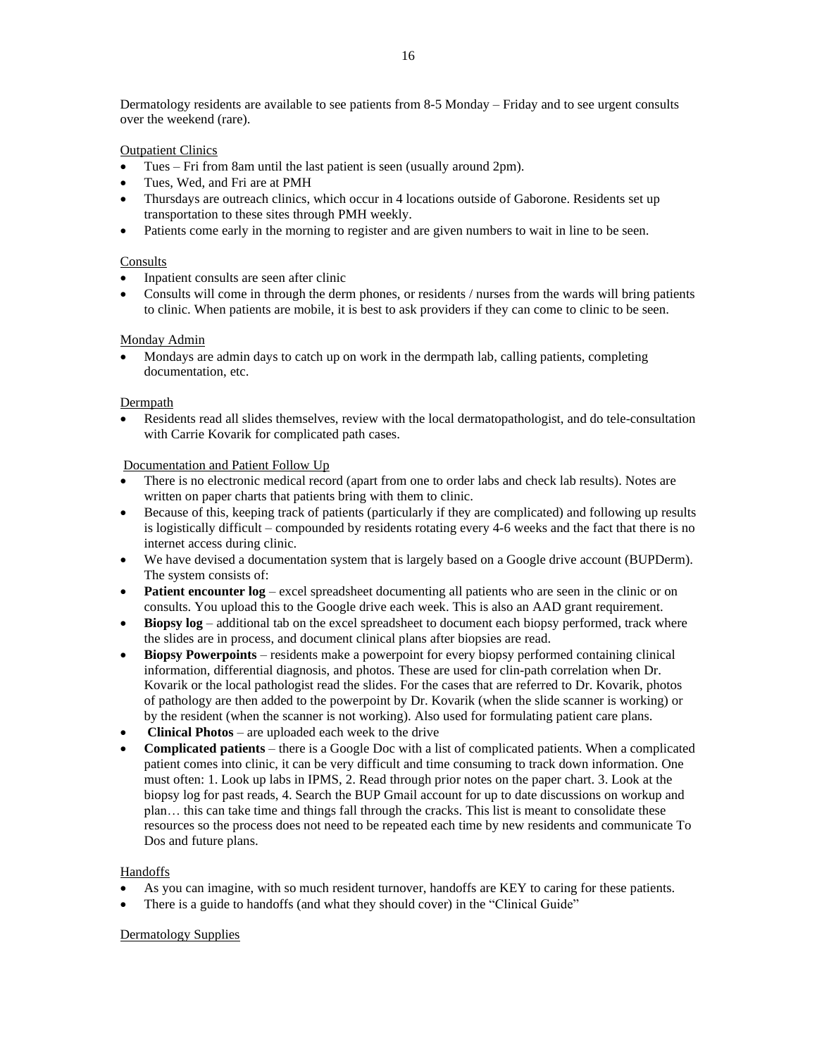Dermatology residents are available to see patients from 8-5 Monday – Friday and to see urgent consults over the weekend (rare).

Outpatient Clinics

- Tues – Fri from 8am until the last patient is seen (usually around 2pm).
- Tues, Wed, and Fri are at PMH
- Thursdays are outreach clinics, which occur in 4 locations outside of Gaborone. Residents set up transportation to these sites through PMH weekly.
- Patients come early in the morning to register and are given numbers to wait in line to be seen.

Consults

- Inpatient consults are seen after clinic
- Consults will come in through the derm phones, or residents / nurses from the wards will bring patients to clinic. When patients are mobile, it is best to ask providers if they can come to clinic to be seen.

Monday Admin

- Mondays are admin days to catch up on work in the dermpath lab, calling patients, completing documentation, etc.

Dermpath

- Residents read all slides themselves, review with the local dermatopathologist, and do tele-consultation with Carrie Kovarik for complicated path cases.

Documentation and Patient Follow Up

- There is no electronic medical record (apart from one to order labs and check lab results). Notes are written on paper charts that patients bring with them to clinic.
- Because of this, keeping track of patients (particularly if they are complicated) and following up results is logistically difficult – compounded by residents rotating every 4-6 weeks and the fact that there is no internet access during clinic.
- We have devised a documentation system that is largely based on a Google drive account (BUPDerm). The system consists of:
- **Patient encounter log** – excel spreadsheet documenting all patients who are seen in the clinic or on consults. You upload this to the Google drive each week. This is also an AAD grant requirement.
- **Biopsy log** – additional tab on the excel spreadsheet to document each biopsy performed, track where the slides are in process, and document clinical plans after biopsies are read.
- **Biopsy Powerpoints** – residents make a powerpoint for every biopsy performed containing clinical information, differential diagnosis, and photos. These are used for clin-path correlation when Dr. Kovarik or the local pathologist read the slides. For the cases that are referred to Dr. Kovarik, photos of pathology are then added to the powerpoint by Dr. Kovarik (when the slide scanner is working) or by the resident (when the scanner is not working). Also used for formulating patient care plans.
- **Clinical Photos** – are uploaded each week to the drive
- **Complicated patients** – there is a Google Doc with a list of complicated patients. When a complicated patient comes into clinic, it can be very difficult and time consuming to track down information. One must often: 1. Look up labs in IPMS, 2. Read through prior notes on the paper chart. 3. Look at the biopsy log for past reads, 4. Search the BUP Gmail account for up to date discussions on workup and plan… this can take time and things fall through the cracks. This list is meant to consolidate these resources so the process does not need to be repeated each time by new residents and communicate To Dos and future plans.

Handoffs

- As you can imagine, with so much resident turnover, handoffs are KEY to caring for these patients.
- There is a guide to handoffs (and what they should cover) in the "Clinical Guide"

Dermatology Supplies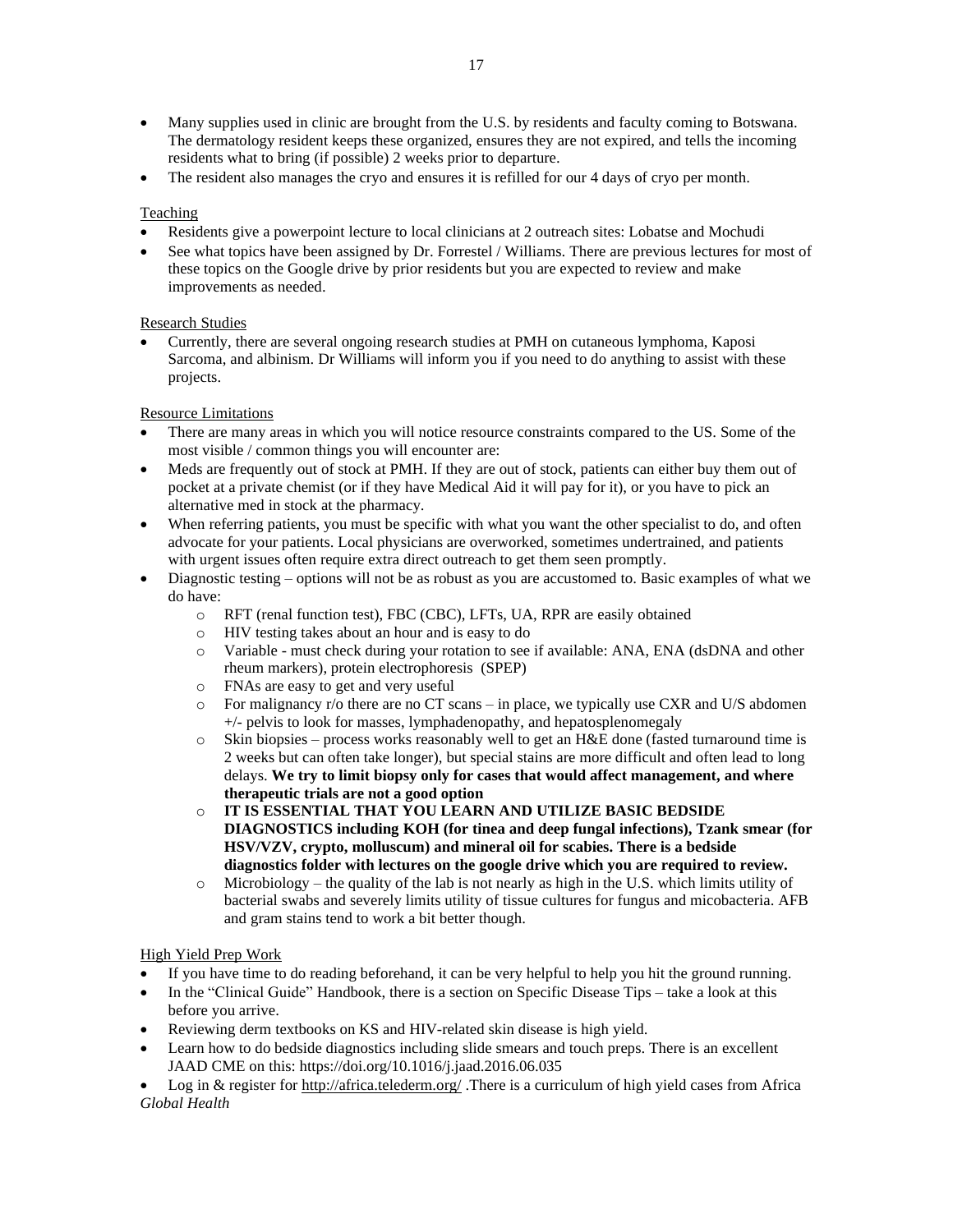- Many supplies used in clinic are brought from the U.S. by residents and faculty coming to Botswana. The dermatology resident keeps these organized, ensures they are not expired, and tells the incoming residents what to bring (if possible) 2 weeks prior to departure.
- The resident also manages the cryo and ensures it is refilled for our 4 days of cryo per month.

<u>Teaching</u>

- Residents give a powerpoint lecture to local clinicians at 2 outreach sites: Lobatse and Mochudi
- See what topics have been assigned by Dr. Forrestel / Williams. There are previous lectures for most of these topics on the Google drive by prior residents but you are expected to review and make improvements as needed.

<u>Research Studies</u>

- Currently, there are several ongoing research studies at PMH on cutaneous lymphoma, Kaposi Sarcoma, and albinism. Dr Williams will inform you if you need to do anything to assist with these projects.

<u>Resource Limitations</u>

- There are many areas in which you will notice resource constraints compared to the US. Some of the most visible / common things you will encounter are:
- Meds are frequently out of stock at PMH. If they are out of stock, patients can either buy them out of pocket at a private chemist (or if they have Medical Aid it will pay for it), or you have to pick an alternative med in stock at the pharmacy.
- When referring patients, you must be specific with what you want the other specialist to do, and often advocate for your patients. Local physicians are overworked, sometimes undertrained, and patients with urgent issues often require extra direct outreach to get them seen promptly.
- Diagnostic testing – options will not be as robust as you are accustomed to. Basic examples of what we do have:
  - RFT (renal function test), FBC (CBC), LFTs, UA, RPR are easily obtained
  - HIV testing takes about an hour and is easy to do
  - Variable - must check during your rotation to see if available: ANA, ENA (dsDNA and other rheum markers), protein electrophoresis (SPEP)
  - FNAs are easy to get and very useful
  - For malignancy r/o there are no CT scans – in place, we typically use CXR and U/S abdomen +/- pelvis to look for masses, lymphadenopathy, and hepatosplenomegaly
  - Skin biopsies – process works reasonably well to get an H&E done (fasted turnaround time is 2 weeks but can often take longer), but special stains are more difficult and often lead to long delays. **We try to limit biopsy only for cases that would affect management, and where therapeutic trials are not a good option**
  - **IT IS ESSENTIAL THAT YOU LEARN AND UTILIZE BASIC BEDSIDE DIAGNOSTICS including KOH (for tinea and deep fungal infections), Tzank smear (for HSV/VZV, crypto, molluscum) and mineral oil for scabies. There is a bedside diagnostics folder with lectures on the google drive which you are required to review.**
  - Microbiology – the quality of the lab is not nearly as high in the U.S. which limits utility of bacterial swabs and severely limits utility of tissue cultures for fungus and micobacteria. AFB and gram stains tend to work a bit better though.

<u>High Yield Prep Work</u>

- If you have time to do reading beforehand, it can be very helpful to help you hit the ground running.
- In the "Clinical Guide" Handbook, there is a section on Specific Disease Tips – take a look at this before you arrive.
- Reviewing derm textbooks on KS and HIV-related skin disease is high yield.
- Learn how to do bedside diagnostics including slide smears and touch preps. There is an excellent JAAD CME on this: https://doi.org/10.1016/j.jaad.2016.06.035
- Log in & register for http://africa.telederm.org/ .There is a curriculum of high yield cases from Africa

*Global Health*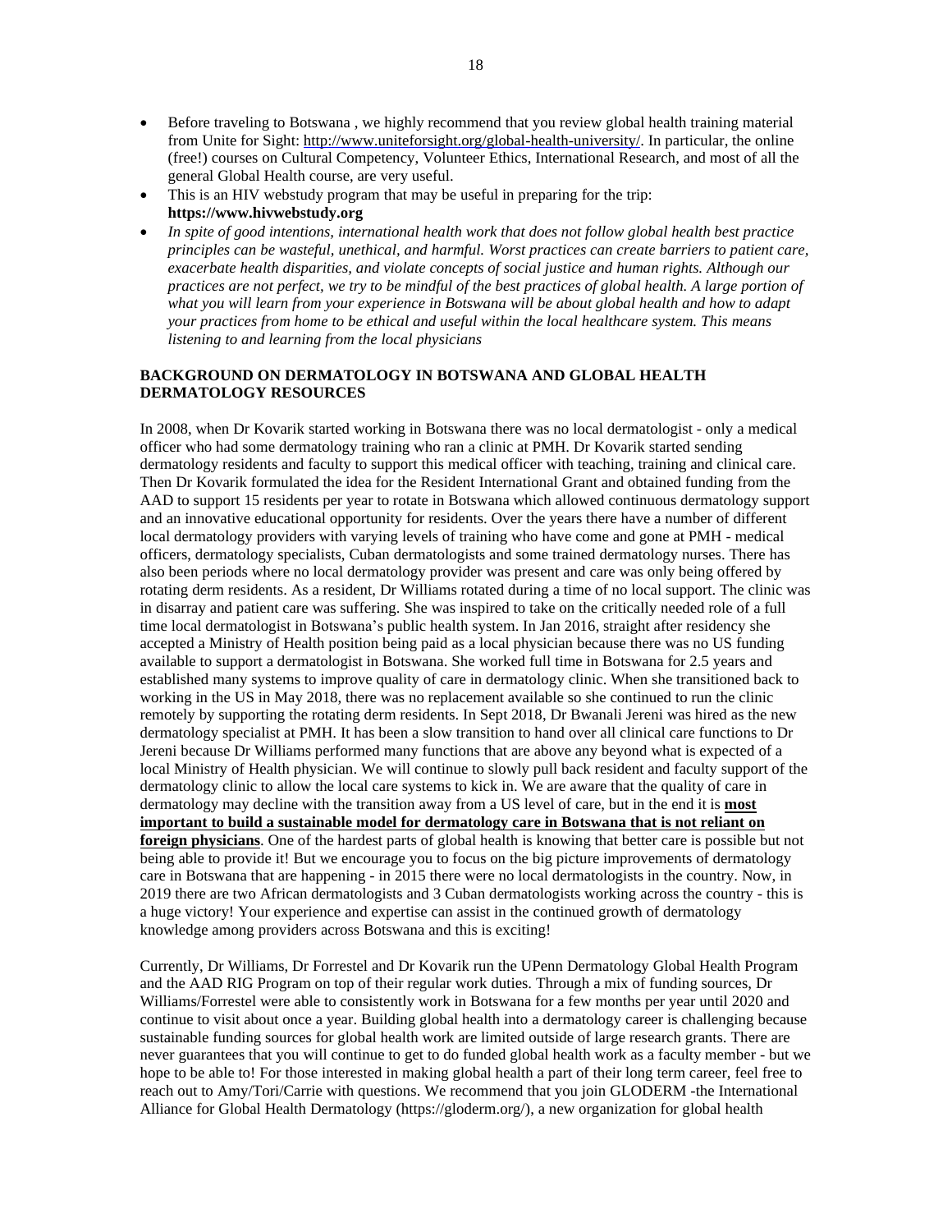- Before traveling to Botswana , we highly recommend that you review global health training material from Unite for Sight: http://www.uniteforsight.org/global-health-university/. In particular, the online (free!) courses on Cultural Competency, Volunteer Ethics, International Research, and most of all the general Global Health course, are very useful.
- This is an HIV webstudy program that may be useful in preparing for the trip: **https://www.hivwebstudy.org**
- *In spite of good intentions, international health work that does not follow global health best practice principles can be wasteful, unethical, and harmful. Worst practices can create barriers to patient care, exacerbate health disparities, and violate concepts of social justice and human rights. Although our practices are not perfect, we try to be mindful of the best practices of global health. A large portion of what you will learn from your experience in Botswana will be about global health and how to adapt your practices from home to be ethical and useful within the local healthcare system. This means listening to and learning from the local physicians*

## BACKGROUND ON DERMATOLOGY IN BOTSWANA AND GLOBAL HEALTH DERMATOLOGY RESOURCES

In 2008, when Dr Kovarik started working in Botswana there was no local dermatologist - only a medical officer who had some dermatology training who ran a clinic at PMH. Dr Kovarik started sending dermatology residents and faculty to support this medical officer with teaching, training and clinical care. Then Dr Kovarik formulated the idea for the Resident International Grant and obtained funding from the AAD to support 15 residents per year to rotate in Botswana which allowed continuous dermatology support and an innovative educational opportunity for residents. Over the years there have a number of different local dermatology providers with varying levels of training who have come and gone at PMH - medical officers, dermatology specialists, Cuban dermatologists and some trained dermatology nurses. There has also been periods where no local dermatology provider was present and care was only being offered by rotating derm residents. As a resident, Dr Williams rotated during a time of no local support. The clinic was in disarray and patient care was suffering. She was inspired to take on the critically needed role of a full time local dermatologist in Botswana's public health system. In Jan 2016, straight after residency she accepted a Ministry of Health position being paid as a local physician because there was no US funding available to support a dermatologist in Botswana. She worked full time in Botswana for 2.5 years and established many systems to improve quality of care in dermatology clinic. When she transitioned back to working in the US in May 2018, there was no replacement available so she continued to run the clinic remotely by supporting the rotating derm residents. In Sept 2018, Dr Bwanali Jereni was hired as the new dermatology specialist at PMH. It has been a slow transition to hand over all clinical care functions to Dr Jereni because Dr Williams performed many functions that are above any beyond what is expected of a local Ministry of Health physician. We will continue to slowly pull back resident and faculty support of the dermatology clinic to allow the local care systems to kick in. We are aware that the quality of care in dermatology may decline with the transition away from a US level of care, but in the end it is **most important to build a sustainable model for dermatology care in Botswana that is not reliant on foreign physicians**. One of the hardest parts of global health is knowing that better care is possible but not being able to provide it! But we encourage you to focus on the big picture improvements of dermatology care in Botswana that are happening - in 2015 there were no local dermatologists in the country. Now, in 2019 there are two African dermatologists and 3 Cuban dermatologists working across the country - this is a huge victory! Your experience and expertise can assist in the continued growth of dermatology knowledge among providers across Botswana and this is exciting!

Currently, Dr Williams, Dr Forrestel and Dr Kovarik run the UPenn Dermatology Global Health Program and the AAD RIG Program on top of their regular work duties. Through a mix of funding sources, Dr Williams/Forrestel were able to consistently work in Botswana for a few months per year until 2020 and continue to visit about once a year. Building global health into a dermatology career is challenging because sustainable funding sources for global health work are limited outside of large research grants. There are never guarantees that you will continue to get to do funded global health work as a faculty member - but we hope to be able to! For those interested in making global health a part of their long term career, feel free to reach out to Amy/Tori/Carrie with questions. We recommend that you join GLODERM -the International Alliance for Global Health Dermatology (https://gloderm.org/), a new organization for global health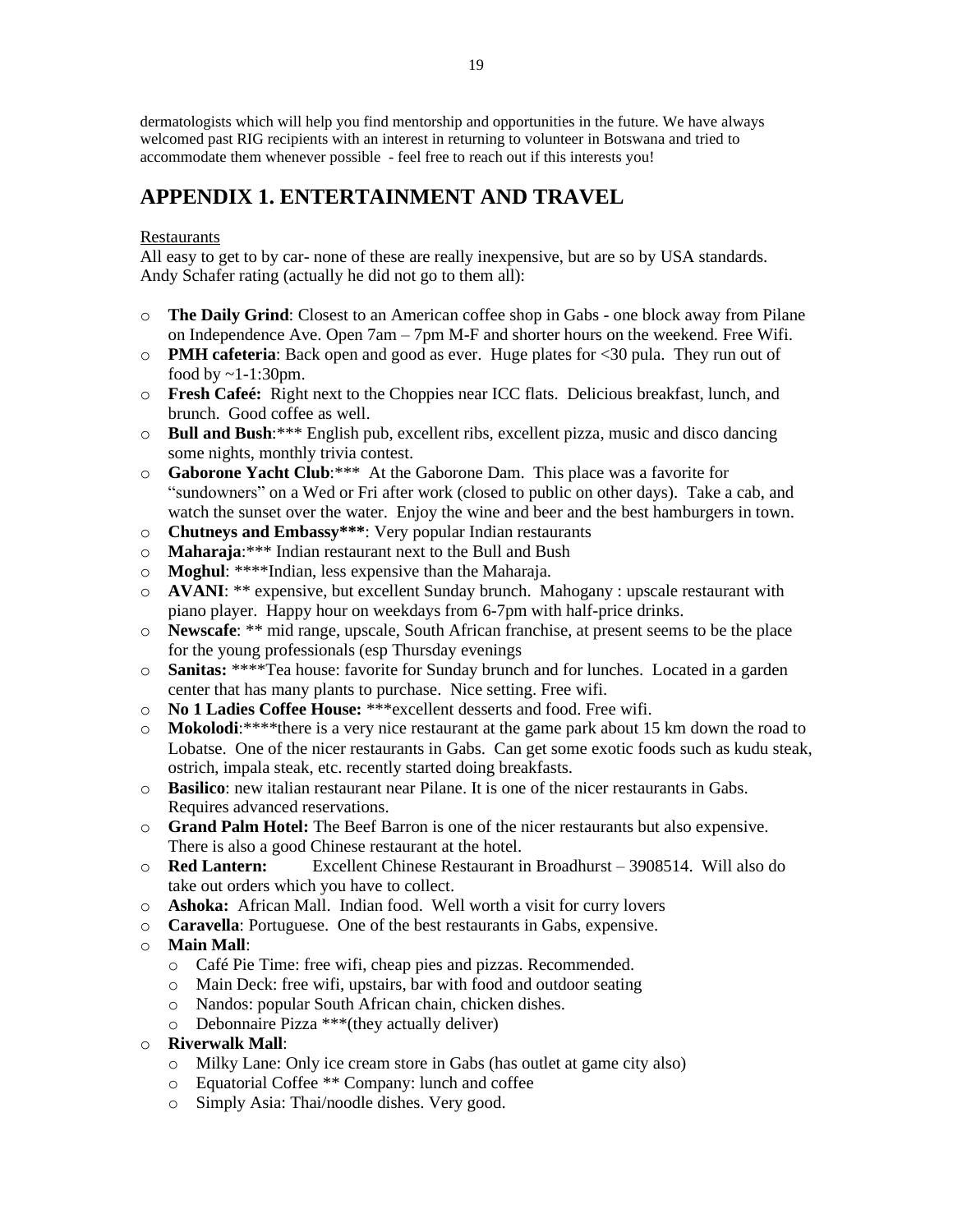dermatologists which will help you find mentorship and opportunities in the future. We have always welcomed past RIG recipients with an interest in returning to volunteer in Botswana and tried to accommodate them whenever possible - feel free to reach out if this interests you!

## APPENDIX 1. ENTERTAINMENT AND TRAVEL

Restaurants

All easy to get to by car- none of these are really inexpensive, but are so by USA standards. Andy Schafer rating (actually he did not go to them all):

- **The Daily Grind**: Closest to an American coffee shop in Gabs - one block away from Pilane on Independence Ave. Open 7am – 7pm M-F and shorter hours on the weekend. Free Wifi.
- **PMH cafeteria**: Back open and good as ever. Huge plates for <30 pula. They run out of food by ~1-1:30pm.
- **Fresh Cafeé:** Right next to the Choppies near ICC flats. Delicious breakfast, lunch, and brunch. Good coffee as well.
- **Bull and Bush**:*** English pub, excellent ribs, excellent pizza, music and disco dancing some nights, monthly trivia contest.
- **Gaborone Yacht Club**:*** At the Gaborone Dam. This place was a favorite for "sundowners" on a Wed or Fri after work (closed to public on other days). Take a cab, and watch the sunset over the water. Enjoy the wine and beer and the best hamburgers in town.
- **Chutneys and Embassy*****: Very popular Indian restaurants
- **Maharaja**:*** Indian restaurant next to the Bull and Bush
- **Moghul**: ****Indian, less expensive than the Maharaja.
- **AVANI**: ** expensive, but excellent Sunday brunch. Mahogany : upscale restaurant with piano player. Happy hour on weekdays from 6-7pm with half-price drinks.
- **Newscafe**: ** mid range, upscale, South African franchise, at present seems to be the place for the young professionals (esp Thursday evenings
- **Sanitas:** ****Tea house: favorite for Sunday brunch and for lunches. Located in a garden center that has many plants to purchase. Nice setting. Free wifi.
- **No 1 Ladies Coffee House:** ***excellent desserts and food. Free wifi.
- **Mokolodi**:****there is a very nice restaurant at the game park about 15 km down the road to Lobatse. One of the nicer restaurants in Gabs. Can get some exotic foods such as kudu steak, ostrich, impala steak, etc. recently started doing breakfasts.
- **Basilico**: new italian restaurant near Pilane. It is one of the nicer restaurants in Gabs. Requires advanced reservations.
- **Grand Palm Hotel:** The Beef Barron is one of the nicer restaurants but also expensive. There is also a good Chinese restaurant at the hotel.
- **Red Lantern:** Excellent Chinese Restaurant in Broadhurst – 3908514. Will also do take out orders which you have to collect.
- **Ashoka:** African Mall. Indian food. Well worth a visit for curry lovers
- **Caravella**: Portuguese. One of the best restaurants in Gabs, expensive.
- **Main Mall**:
  - Café Pie Time: free wifi, cheap pies and pizzas. Recommended.
  - Main Deck: free wifi, upstairs, bar with food and outdoor seating
  - Nandos: popular South African chain, chicken dishes.
  - Debonnaire Pizza ***(they actually deliver)
- **Riverwalk Mall**:
  - Milky Lane: Only ice cream store in Gabs (has outlet at game city also)
  - Equatorial Coffee ** Company: lunch and coffee
  - Simply Asia: Thai/noodle dishes. Very good.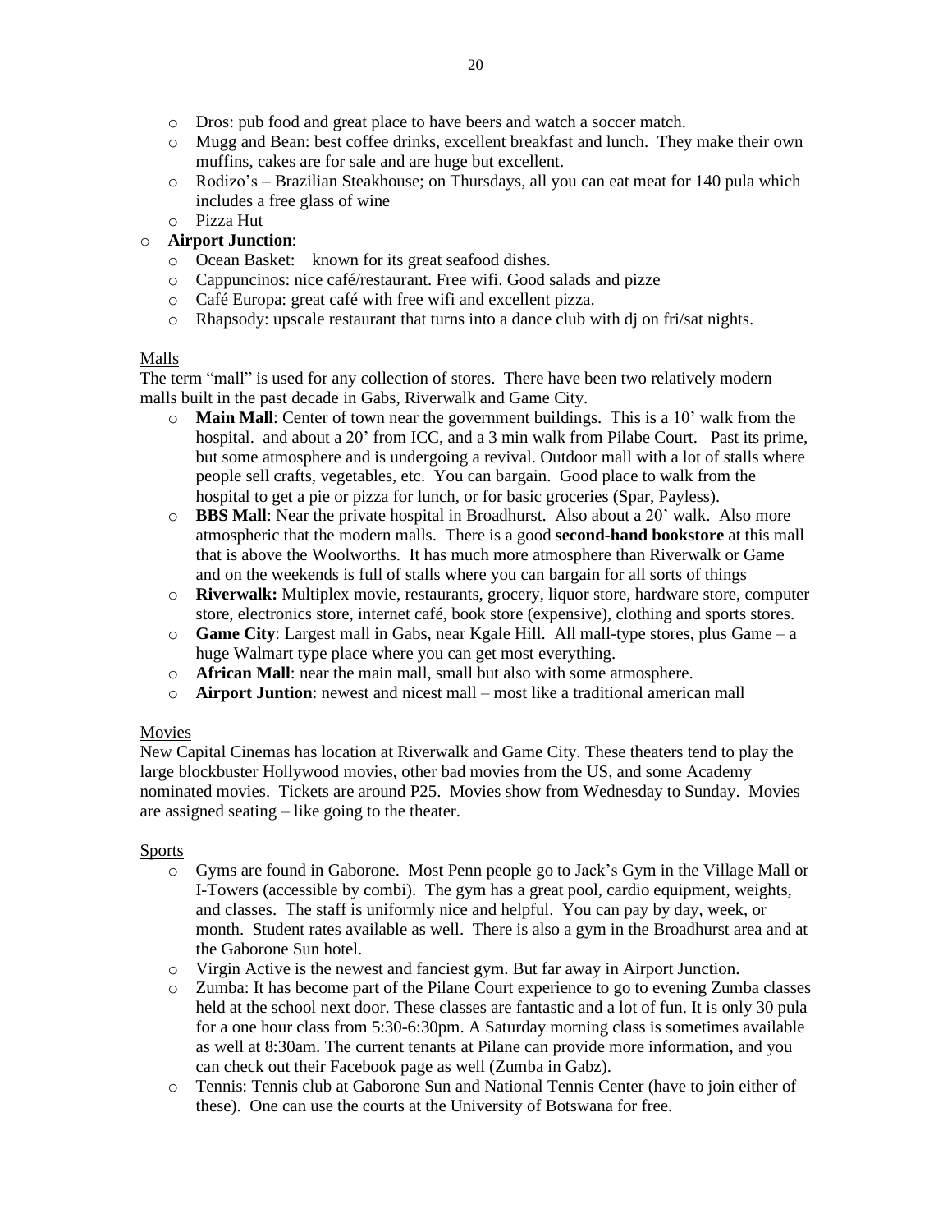- Dros: pub food and great place to have beers and watch a soccer match.
  - Mugg and Bean: best coffee drinks, excellent breakfast and lunch. They make their own muffins, cakes are for sale and are huge but excellent.
  - Rodizo's – Brazilian Steakhouse; on Thursdays, all you can eat meat for 140 pula which includes a free glass of wine
  - Pizza Hut
- **Airport Junction**:
  - Ocean Basket: known for its great seafood dishes.
  - Cappuncinos: nice café/restaurant. Free wifi. Good salads and pizze
  - Café Europa: great café with free wifi and excellent pizza.
  - Rhapsody: upscale restaurant that turns into a dance club with dj on fri/sat nights.

Malls

The term "mall" is used for any collection of stores. There have been two relatively modern malls built in the past decade in Gabs, Riverwalk and Game City.

- **Main Mall**: Center of town near the government buildings. This is a 10' walk from the hospital. and about a 20' from ICC, and a 3 min walk from Pilabe Court. Past its prime, but some atmosphere and is undergoing a revival. Outdoor mall with a lot of stalls where people sell crafts, vegetables, etc. You can bargain. Good place to walk from the hospital to get a pie or pizza for lunch, or for basic groceries (Spar, Payless).
- **BBS Mall**: Near the private hospital in Broadhurst. Also about a 20' walk. Also more atmospheric that the modern malls. There is a good **second-hand bookstore** at this mall that is above the Woolworths. It has much more atmosphere than Riverwalk or Game and on the weekends is full of stalls where you can bargain for all sorts of things
- **Riverwalk:** Multiplex movie, restaurants, grocery, liquor store, hardware store, computer store, electronics store, internet café, book store (expensive), clothing and sports stores.
- **Game City**: Largest mall in Gabs, near Kgale Hill. All mall-type stores, plus Game – a huge Walmart type place where you can get most everything.
- **African Mall**: near the main mall, small but also with some atmosphere.
- **Airport Juntion**: newest and nicest mall – most like a traditional american mall

Movies

New Capital Cinemas has location at Riverwalk and Game City. These theaters tend to play the large blockbuster Hollywood movies, other bad movies from the US, and some Academy nominated movies. Tickets are around P25. Movies show from Wednesday to Sunday. Movies are assigned seating – like going to the theater.

Sports

- Gyms are found in Gaborone. Most Penn people go to Jack's Gym in the Village Mall or I-Towers (accessible by combi). The gym has a great pool, cardio equipment, weights, and classes. The staff is uniformly nice and helpful. You can pay by day, week, or month. Student rates available as well. There is also a gym in the Broadhurst area and at the Gaborone Sun hotel.
- Virgin Active is the newest and fanciest gym. But far away in Airport Junction.
- Zumba: It has become part of the Pilane Court experience to go to evening Zumba classes held at the school next door. These classes are fantastic and a lot of fun. It is only 30 pula for a one hour class from 5:30-6:30pm. A Saturday morning class is sometimes available as well at 8:30am. The current tenants at Pilane can provide more information, and you can check out their Facebook page as well (Zumba in Gabz).
- Tennis: Tennis club at Gaborone Sun and National Tennis Center (have to join either of these). One can use the courts at the University of Botswana for free.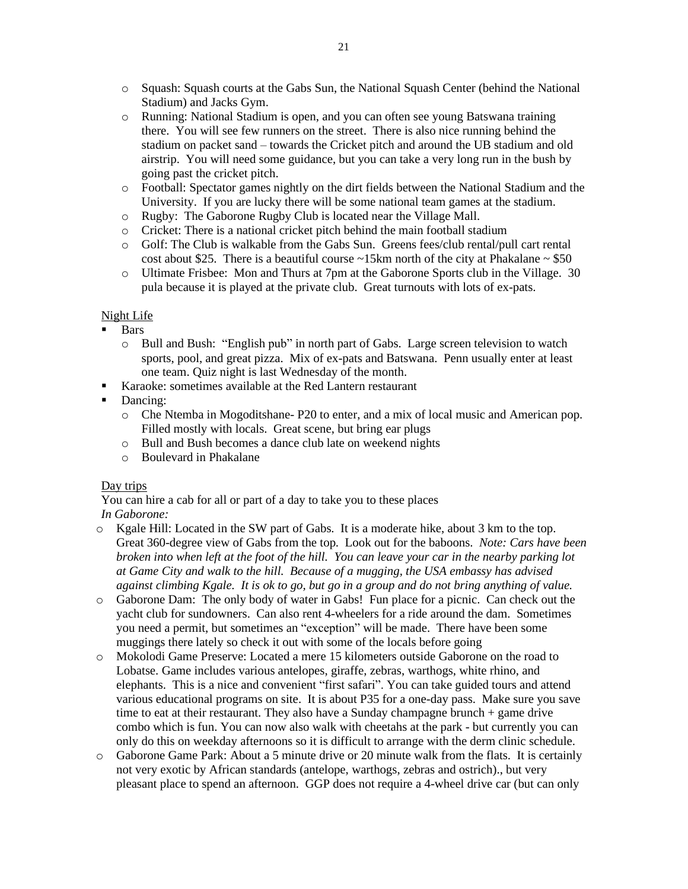- Squash: Squash courts at the Gabs Sun, the National Squash Center (behind the National Stadium) and Jacks Gym.
- Running: National Stadium is open, and you can often see young Batswana training there. You will see few runners on the street. There is also nice running behind the stadium on packet sand – towards the Cricket pitch and around the UB stadium and old airstrip. You will need some guidance, but you can take a very long run in the bush by going past the cricket pitch.
- Football: Spectator games nightly on the dirt fields between the National Stadium and the University. If you are lucky there will be some national team games at the stadium.
- Rugby: The Gaborone Rugby Club is located near the Village Mall.
- Cricket: There is a national cricket pitch behind the main football stadium
- Golf: The Club is walkable from the Gabs Sun. Greens fees/club rental/pull cart rental cost about $25. There is a beautiful course ~15km north of the city at Phakalane ~ $50
- Ultimate Frisbee: Mon and Thurs at 7pm at the Gaborone Sports club in the Village. 30 pula because it is played at the private club. Great turnouts with lots of ex-pats.

<u>Night Life</u>

- Bars
  - Bull and Bush: "English pub" in north part of Gabs. Large screen television to watch sports, pool, and great pizza. Mix of ex-pats and Batswana. Penn usually enter at least one team. Quiz night is last Wednesday of the month.
- Karaoke: sometimes available at the Red Lantern restaurant
- Dancing:
  - Che Ntemba in Mogoditshane- P20 to enter, and a mix of local music and American pop. Filled mostly with locals. Great scene, but bring ear plugs
  - Bull and Bush becomes a dance club late on weekend nights
  - Boulevard in Phakalane

<u>Day trips</u>

You can hire a cab for all or part of a day to take you to these places

*In Gaborone:*

- Kgale Hill: Located in the SW part of Gabs. It is a moderate hike, about 3 km to the top. Great 360-degree view of Gabs from the top. Look out for the baboons. *Note: Cars have been broken into when left at the foot of the hill. You can leave your car in the nearby parking lot at Game City and walk to the hill. Because of a mugging, the USA embassy has advised against climbing Kgale. It is ok to go, but go in a group and do not bring anything of value.*
- Gaborone Dam: The only body of water in Gabs! Fun place for a picnic. Can check out the yacht club for sundowners. Can also rent 4-wheelers for a ride around the dam. Sometimes you need a permit, but sometimes an "exception" will be made. There have been some muggings there lately so check it out with some of the locals before going
- Mokolodi Game Preserve: Located a mere 15 kilometers outside Gaborone on the road to Lobatse. Game includes various antelopes, giraffe, zebras, warthogs, white rhino, and elephants. This is a nice and convenient "first safari". You can take guided tours and attend various educational programs on site. It is about P35 for a one-day pass. Make sure you save time to eat at their restaurant. They also have a Sunday champagne brunch + game drive combo which is fun. You can now also walk with cheetahs at the park - but currently you can only do this on weekday afternoons so it is difficult to arrange with the derm clinic schedule.
- Gaborone Game Park: About a 5 minute drive or 20 minute walk from the flats. It is certainly not very exotic by African standards (antelope, warthogs, zebras and ostrich)., but very pleasant place to spend an afternoon. GGP does not require a 4-wheel drive car (but can only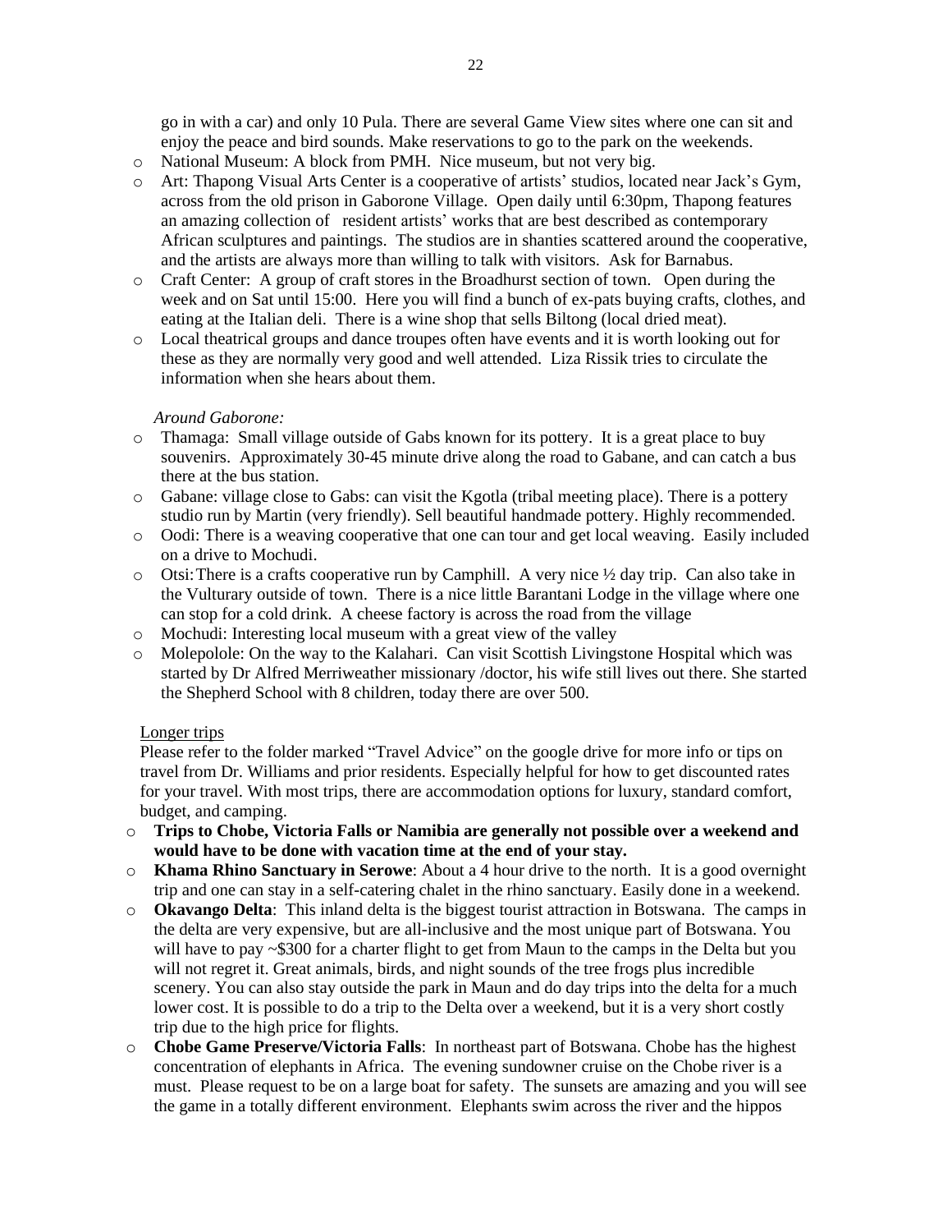go in with a car) and only 10 Pula. There are several Game View sites where one can sit and enjoy the peace and bird sounds. Make reservations to go to the park on the weekends.

- National Museum: A block from PMH. Nice museum, but not very big.
- Art: Thapong Visual Arts Center is a cooperative of artists' studios, located near Jack's Gym, across from the old prison in Gaborone Village. Open daily until 6:30pm, Thapong features an amazing collection of resident artists' works that are best described as contemporary African sculptures and paintings. The studios are in shanties scattered around the cooperative, and the artists are always more than willing to talk with visitors. Ask for Barnabus.
- Craft Center: A group of craft stores in the Broadhurst section of town. Open during the week and on Sat until 15:00. Here you will find a bunch of ex-pats buying crafts, clothes, and eating at the Italian deli. There is a wine shop that sells Biltong (local dried meat).
- Local theatrical groups and dance troupes often have events and it is worth looking out for these as they are normally very good and well attended. Liza Rissik tries to circulate the information when she hears about them.

*Around Gaborone:*

- Thamaga: Small village outside of Gabs known for its pottery. It is a great place to buy souvenirs. Approximately 30-45 minute drive along the road to Gabane, and can catch a bus there at the bus station.
- Gabane: village close to Gabs: can visit the Kgotla (tribal meeting place). There is a pottery studio run by Martin (very friendly). Sell beautiful handmade pottery. Highly recommended.
- Oodi: There is a weaving cooperative that one can tour and get local weaving. Easily included on a drive to Mochudi.
- Otsi: There is a crafts cooperative run by Camphill. A very nice ½ day trip. Can also take in the Vulturary outside of town. There is a nice little Barantani Lodge in the village where one can stop for a cold drink. A cheese factory is across the road from the village
- Mochudi: Interesting local museum with a great view of the valley
- Molepolole: On the way to the Kalahari. Can visit Scottish Livingstone Hospital which was started by Dr Alfred Merriweather missionary /doctor, his wife still lives out there. She started the Shepherd School with 8 children, today there are over 500.

Longer trips

Please refer to the folder marked "Travel Advice" on the google drive for more info or tips on travel from Dr. Williams and prior residents. Especially helpful for how to get discounted rates for your travel. With most trips, there are accommodation options for luxury, standard comfort, budget, and camping.

- **Trips to Chobe, Victoria Falls or Namibia are generally not possible over a weekend and would have to be done with vacation time at the end of your stay.**
- **Khama Rhino Sanctuary in Serowe**: About a 4 hour drive to the north. It is a good overnight trip and one can stay in a self-catering chalet in the rhino sanctuary. Easily done in a weekend.
- **Okavango Delta**: This inland delta is the biggest tourist attraction in Botswana. The camps in the delta are very expensive, but are all-inclusive and the most unique part of Botswana. You will have to pay ~$300 for a charter flight to get from Maun to the camps in the Delta but you will not regret it. Great animals, birds, and night sounds of the tree frogs plus incredible scenery. You can also stay outside the park in Maun and do day trips into the delta for a much lower cost. It is possible to do a trip to the Delta over a weekend, but it is a very short costly trip due to the high price for flights.
- **Chobe Game Preserve/Victoria Falls**: In northeast part of Botswana. Chobe has the highest concentration of elephants in Africa. The evening sundowner cruise on the Chobe river is a must. Please request to be on a large boat for safety. The sunsets are amazing and you will see the game in a totally different environment. Elephants swim across the river and the hippos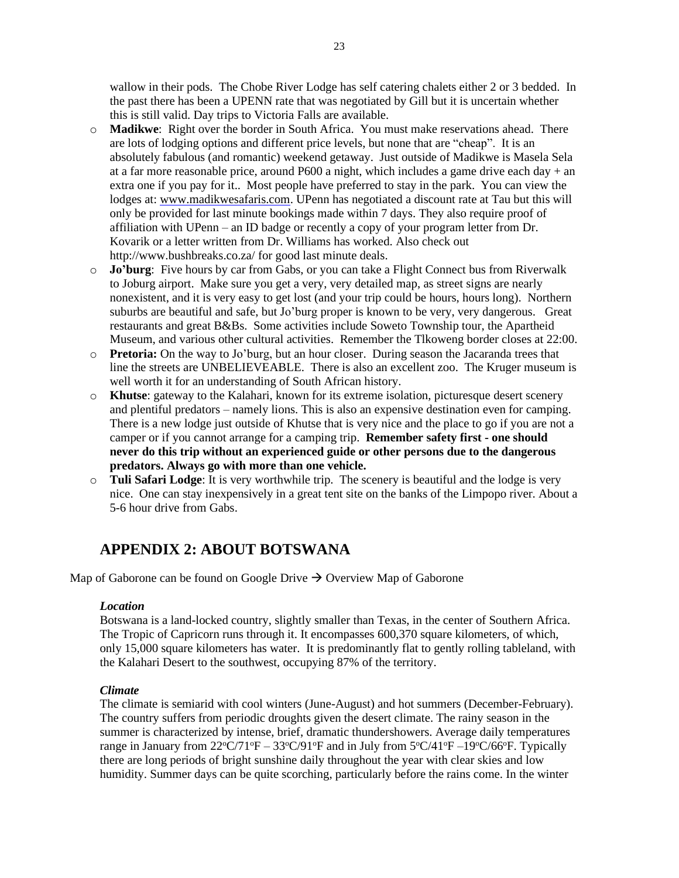wallow in their pods. The Chobe River Lodge has self catering chalets either 2 or 3 bedded. In the past there has been a UPENN rate that was negotiated by Gill but it is uncertain whether this is still valid. Day trips to Victoria Falls are available.

- **Madikwe**: Right over the border in South Africa. You must make reservations ahead. There are lots of lodging options and different price levels, but none that are "cheap". It is an absolutely fabulous (and romantic) weekend getaway. Just outside of Madikwe is Masela Sela at a far more reasonable price, around P600 a night, which includes a game drive each day + an extra one if you pay for it.. Most people have preferred to stay in the park. You can view the lodges at: www.madikwesafaris.com. UPenn has negotiated a discount rate at Tau but this will only be provided for last minute bookings made within 7 days. They also require proof of affiliation with UPenn – an ID badge or recently a copy of your program letter from Dr. Kovarik or a letter written from Dr. Williams has worked. Also check out http://www.bushbreaks.co.za/ for good last minute deals.
- **Jo'burg**: Five hours by car from Gabs, or you can take a Flight Connect bus from Riverwalk to Joburg airport. Make sure you get a very, very detailed map, as street signs are nearly nonexistent, and it is very easy to get lost (and your trip could be hours, hours long). Northern suburbs are beautiful and safe, but Jo'burg proper is known to be very, very dangerous. Great restaurants and great B&Bs. Some activities include Soweto Township tour, the Apartheid Museum, and various other cultural activities. Remember the Tlkoweng border closes at 22:00.
- **Pretoria:** On the way to Jo'burg, but an hour closer. During season the Jacaranda trees that line the streets are UNBELIEVEABLE. There is also an excellent zoo. The Kruger museum is well worth it for an understanding of South African history.
- **Khutse**: gateway to the Kalahari, known for its extreme isolation, picturesque desert scenery and plentiful predators – namely lions. This is also an expensive destination even for camping. There is a new lodge just outside of Khutse that is very nice and the place to go if you are not a camper or if you cannot arrange for a camping trip. **Remember safety first - one should never do this trip without an experienced guide or other persons due to the dangerous predators. Always go with more than one vehicle.**
- **Tuli Safari Lodge**: It is very worthwhile trip. The scenery is beautiful and the lodge is very nice. One can stay inexpensively in a great tent site on the banks of the Limpopo river. About a 5-6 hour drive from Gabs.

# APPENDIX 2: ABOUT BOTSWANA

Map of Gaborone can be found on Google Drive → Overview Map of Gaborone

***Location***

Botswana is a land-locked country, slightly smaller than Texas, in the center of Southern Africa. The Tropic of Capricorn runs through it. It encompasses 600,370 square kilometers, of which, only 15,000 square kilometers has water. It is predominantly flat to gently rolling tableland, with the Kalahari Desert to the southwest, occupying 87% of the territory.

***Climate***

The climate is semiarid with cool winters (June-August) and hot summers (December-February). The country suffers from periodic droughts given the desert climate. The rainy season in the summer is characterized by intense, brief, dramatic thundershowers. Average daily temperatures range in January from 22ºC/71ºF – 33ºC/91ºF and in July from 5ºC/41ºF –19ºC/66ºF. Typically there are long periods of bright sunshine daily throughout the year with clear skies and low humidity. Summer days can be quite scorching, particularly before the rains come. In the winter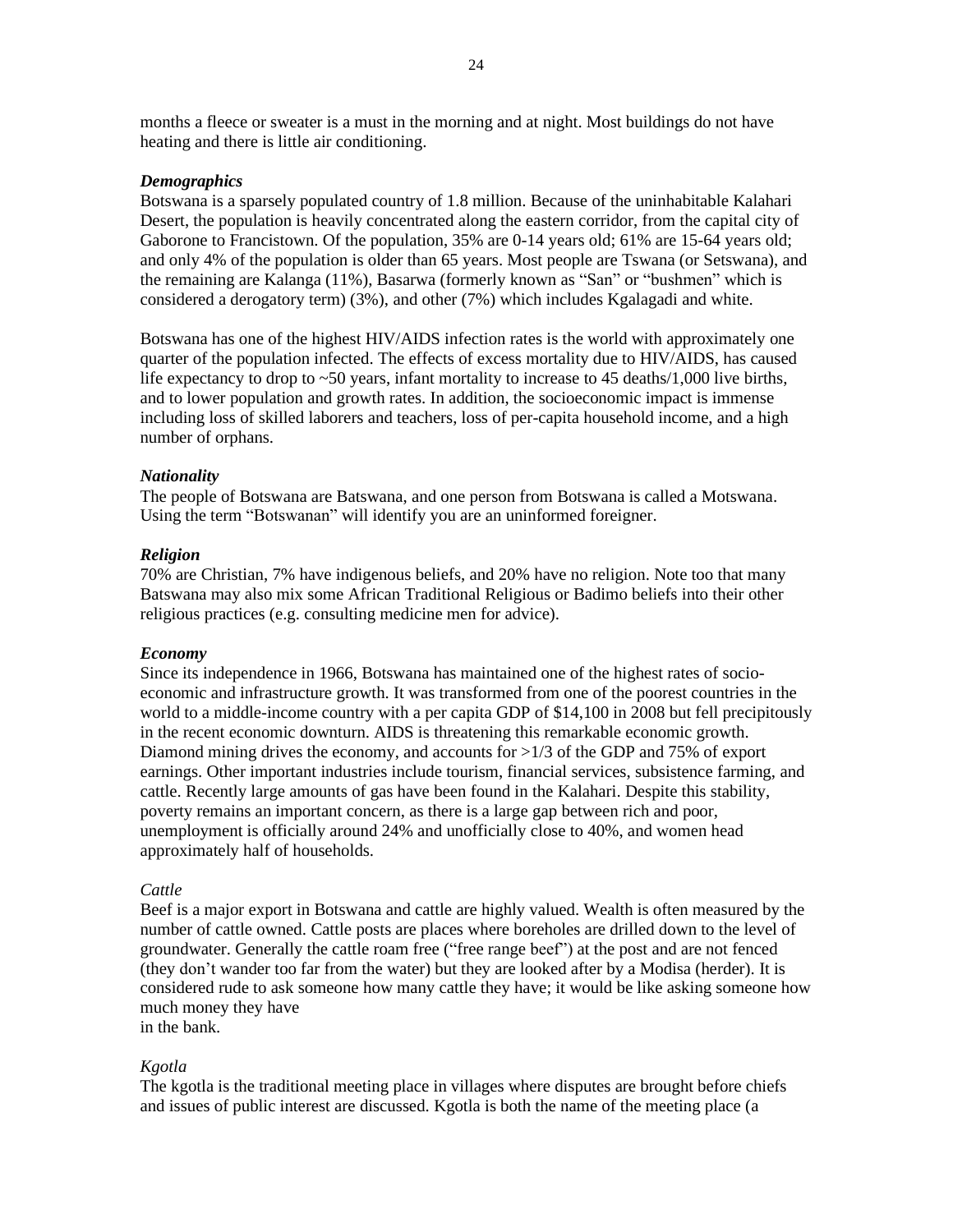months a fleece or sweater is a must in the morning and at night. Most buildings do not have heating and there is little air conditioning.

### *Demographics*

Botswana is a sparsely populated country of 1.8 million. Because of the uninhabitable Kalahari Desert, the population is heavily concentrated along the eastern corridor, from the capital city of Gaborone to Francistown. Of the population, 35% are 0-14 years old; 61% are 15-64 years old; and only 4% of the population is older than 65 years. Most people are Tswana (or Setswana), and the remaining are Kalanga (11%), Basarwa (formerly known as "San" or "bushmen" which is considered a derogatory term) (3%), and other (7%) which includes Kgalagadi and white.

Botswana has one of the highest HIV/AIDS infection rates is the world with approximately one quarter of the population infected. The effects of excess mortality due to HIV/AIDS, has caused life expectancy to drop to ~50 years, infant mortality to increase to 45 deaths/1,000 live births, and to lower population and growth rates. In addition, the socioeconomic impact is immense including loss of skilled laborers and teachers, loss of per-capita household income, and a high number of orphans.

### *Nationality*

The people of Botswana are Batswana, and one person from Botswana is called a Motswana. Using the term "Botswanan" will identify you are an uninformed foreigner.

### *Religion*

70% are Christian, 7% have indigenous beliefs, and 20% have no religion. Note too that many Batswana may also mix some African Traditional Religious or Badimo beliefs into their other religious practices (e.g. consulting medicine men for advice).

### *Economy*

Since its independence in 1966, Botswana has maintained one of the highest rates of socio-economic and infrastructure growth. It was transformed from one of the poorest countries in the world to a middle-income country with a per capita GDP of $14,100 in 2008 but fell precipitously in the recent economic downturn. AIDS is threatening this remarkable economic growth. Diamond mining drives the economy, and accounts for >1/3 of the GDP and 75% of export earnings. Other important industries include tourism, financial services, subsistence farming, and cattle. Recently large amounts of gas have been found in the Kalahari. Despite this stability, poverty remains an important concern, as there is a large gap between rich and poor, unemployment is officially around 24% and unofficially close to 40%, and women head approximately half of households.

#### *Cattle*

Beef is a major export in Botswana and cattle are highly valued. Wealth is often measured by the number of cattle owned. Cattle posts are places where boreholes are drilled down to the level of groundwater. Generally the cattle roam free ("free range beef") at the post and are not fenced (they don't wander too far from the water) but they are looked after by a Modisa (herder). It is considered rude to ask someone how many cattle they have; it would be like asking someone how much money they have in the bank.

#### *Kgotla*

The kgotla is the traditional meeting place in villages where disputes are brought before chiefs and issues of public interest are discussed. Kgotla is both the name of the meeting place (a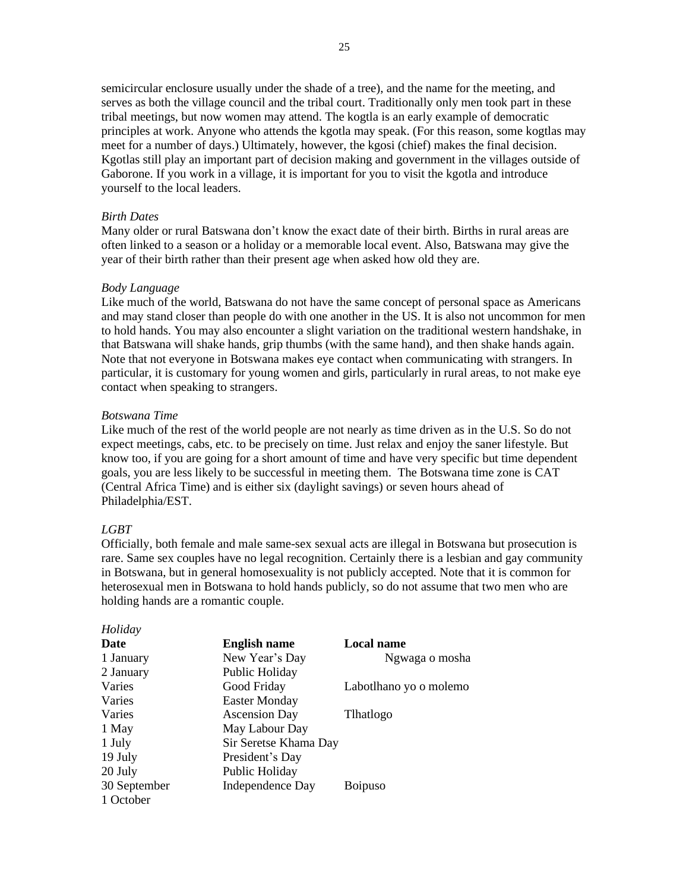semicircular enclosure usually under the shade of a tree), and the name for the meeting, and serves as both the village council and the tribal court. Traditionally only men took part in these tribal meetings, but now women may attend. The kogtla is an early example of democratic principles at work. Anyone who attends the kgotla may speak. (For this reason, some kogtlas may meet for a number of days.) Ultimately, however, the kgosi (chief) makes the final decision. Kgotlas still play an important part of decision making and government in the villages outside of Gaborone. If you work in a village, it is important for you to visit the kgotla and introduce yourself to the local leaders.

*Birth Dates*
Many older or rural Batswana don't know the exact date of their birth. Births in rural areas are often linked to a season or a holiday or a memorable local event. Also, Batswana may give the year of their birth rather than their present age when asked how old they are.

*Body Language*
Like much of the world, Batswana do not have the same concept of personal space as Americans and may stand closer than people do with one another in the US. It is also not uncommon for men to hold hands. You may also encounter a slight variation on the traditional western handshake, in that Batswana will shake hands, grip thumbs (with the same hand), and then shake hands again. Note that not everyone in Botswana makes eye contact when communicating with strangers. In particular, it is customary for young women and girls, particularly in rural areas, to not make eye contact when speaking to strangers.

*Botswana Time*
Like much of the rest of the world people are not nearly as time driven as in the U.S. So do not expect meetings, cabs, etc. to be precisely on time. Just relax and enjoy the saner lifestyle. But know too, if you are going for a short amount of time and have very specific but time dependent goals, you are less likely to be successful in meeting them. The Botswana time zone is CAT (Central Africa Time) and is either six (daylight savings) or seven hours ahead of Philadelphia/EST.

*LGBT*
Officially, both female and male same-sex sexual acts are illegal in Botswana but prosecution is rare. Same sex couples have no legal recognition. Certainly there is a lesbian and gay community in Botswana, but in general homosexuality is not publicly accepted. Note that it is common for heterosexual men in Botswana to hold hands publicly, so do not assume that two men who are holding hands are a romantic couple.

*Holiday*

| Date | English name | Local name |
|---|---|---|
| 1 January | New Year's Day | Ngwaga o mosha |
| 2 January | Public Holiday | |
| Varies | Good Friday | Labotlhano yo o molemo |
| Varies | Easter Monday | |
| Varies | Ascension Day | Tlhatlogo |
| 1 May | May Labour Day | |
| 1 July | Sir Seretse Khama Day | |
| 19 July | President's Day | |
| 20 July | Public Holiday | |
| 30 September | Independence Day | Boipuso |
| 1 October | | |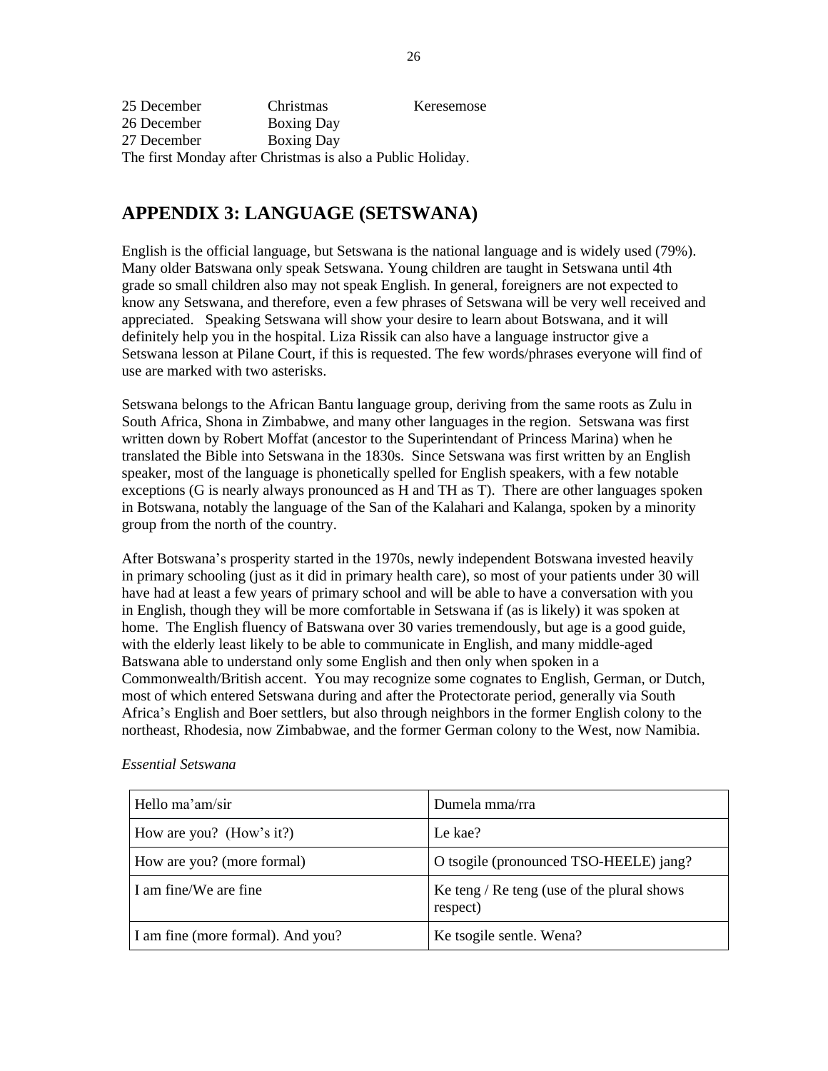| | | |
|---|---|---|
| 25 December | Christmas | Keresemose |
| 26 December | Boxing Day | |
| 27 December | Boxing Day | |

The first Monday after Christmas is also a Public Holiday.

## APPENDIX 3: LANGUAGE (SETSWANA)

English is the official language, but Setswana is the national language and is widely used (79%). Many older Batswana only speak Setswana. Young children are taught in Setswana until 4th grade so small children also may not speak English. In general, foreigners are not expected to know any Setswana, and therefore, even a few phrases of Setswana will be very well received and appreciated. Speaking Setswana will show your desire to learn about Botswana, and it will definitely help you in the hospital. Liza Rissik can also have a language instructor give a Setswana lesson at Pilane Court, if this is requested. The few words/phrases everyone will find of use are marked with two asterisks.

Setswana belongs to the African Bantu language group, deriving from the same roots as Zulu in South Africa, Shona in Zimbabwe, and many other languages in the region. Setswana was first written down by Robert Moffat (ancestor to the Superintendant of Princess Marina) when he translated the Bible into Setswana in the 1830s. Since Setswana was first written by an English speaker, most of the language is phonetically spelled for English speakers, with a few notable exceptions (G is nearly always pronounced as H and TH as T). There are other languages spoken in Botswana, notably the language of the San of the Kalahari and Kalanga, spoken by a minority group from the north of the country.

After Botswana's prosperity started in the 1970s, newly independent Botswana invested heavily in primary schooling (just as it did in primary health care), so most of your patients under 30 will have had at least a few years of primary school and will be able to have a conversation with you in English, though they will be more comfortable in Setswana if (as is likely) it was spoken at home. The English fluency of Batswana over 30 varies tremendously, but age is a good guide, with the elderly least likely to be able to communicate in English, and many middle-aged Batswana able to understand only some English and then only when spoken in a Commonwealth/British accent. You may recognize some cognates to English, German, or Dutch, most of which entered Setswana during and after the Protectorate period, generally via South Africa's English and Boer settlers, but also through neighbors in the former English colony to the northeast, Rhodesia, now Zimbabwae, and the former German colony to the West, now Namibia.

*Essential Setswana*

| English | Setswana |
|---|---|
| Hello ma'am/sir | Dumela mma/rra |
| How are you? (How's it?) | Le kae? |
| How are you? (more formal) | O tsogile (pronounced TSO-HEELE) jang? |
| I am fine/We are fine | Ke teng / Re teng (use of the plural shows respect) |
| I am fine (more formal). And you? | Ke tsogile sentle. Wena? |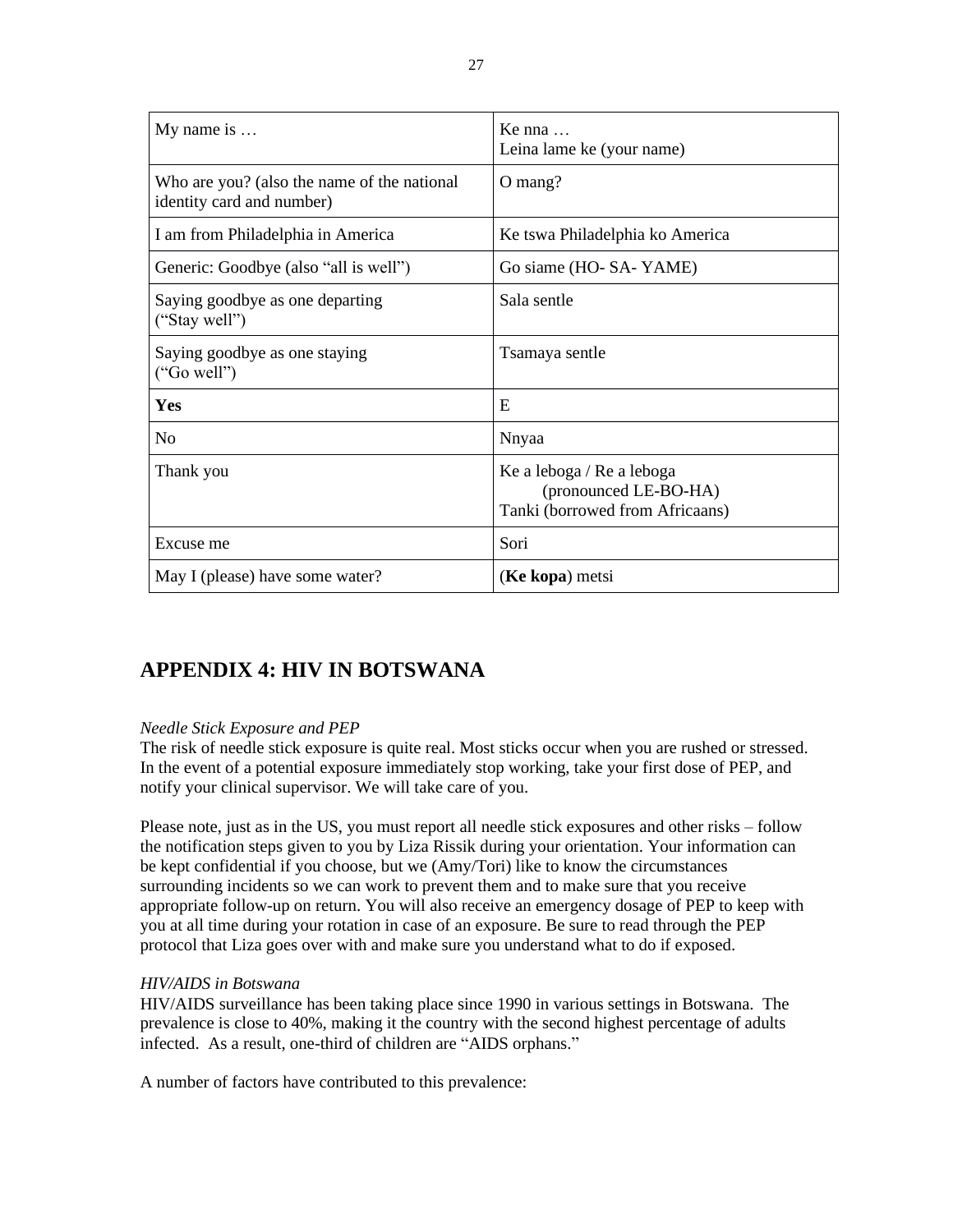| My name is … | Ke nna … Leina lame ke (your name) |
| --- | --- |
| Who are you? (also the name of the national identity card and number) | O mang? |
| I am from Philadelphia in America | Ke tswa Philadelphia ko America |
| Generic: Goodbye (also "all is well") | Go siame (HO- SA- YAME) |
| Saying goodbye as one departing ("Stay well") | Sala sentle |
| Saying goodbye as one staying ("Go well") | Tsamaya sentle |
| **Yes** | E |
| No | Nnyaa |
| Thank you | Ke a leboga / Re a leboga (pronounced LE-BO-HA) Tanki (borrowed from Africaans) |
| Excuse me | Sori |
| May I (please) have some water? | (**Ke kopa**) metsi |

## APPENDIX 4: HIV IN BOTSWANA

*Needle Stick Exposure and PEP*

The risk of needle stick exposure is quite real. Most sticks occur when you are rushed or stressed. In the event of a potential exposure immediately stop working, take your first dose of PEP, and notify your clinical supervisor. We will take care of you.

Please note, just as in the US, you must report all needle stick exposures and other risks – follow the notification steps given to you by Liza Rissik during your orientation. Your information can be kept confidential if you choose, but we (Amy/Tori) like to know the circumstances surrounding incidents so we can work to prevent them and to make sure that you receive appropriate follow-up on return. You will also receive an emergency dosage of PEP to keep with you at all time during your rotation in case of an exposure. Be sure to read through the PEP protocol that Liza goes over with and make sure you understand what to do if exposed.

*HIV/AIDS in Botswana*

HIV/AIDS surveillance has been taking place since 1990 in various settings in Botswana. The prevalence is close to 40%, making it the country with the second highest percentage of adults infected. As a result, one-third of children are "AIDS orphans."

A number of factors have contributed to this prevalence: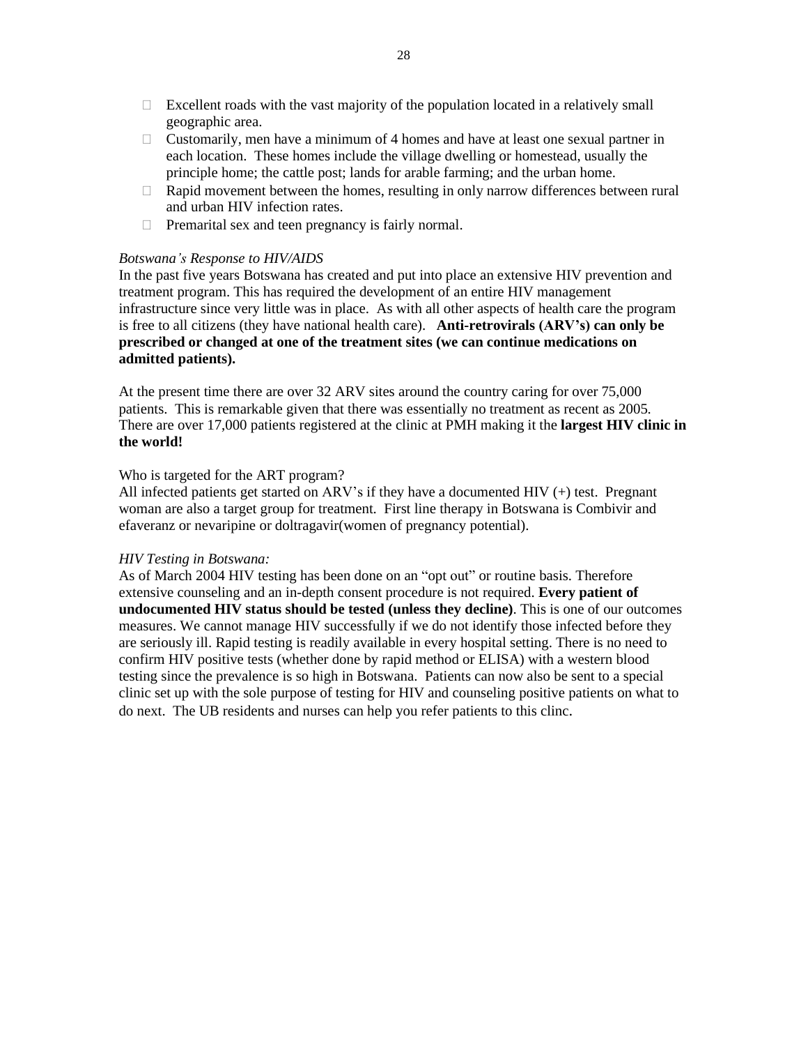- Excellent roads with the vast majority of the population located in a relatively small geographic area.
- Customarily, men have a minimum of 4 homes and have at least one sexual partner in each location. These homes include the village dwelling or homestead, usually the principle home; the cattle post; lands for arable farming; and the urban home.
- Rapid movement between the homes, resulting in only narrow differences between rural and urban HIV infection rates.
- Premarital sex and teen pregnancy is fairly normal.

*Botswana's Response to HIV/AIDS*

In the past five years Botswana has created and put into place an extensive HIV prevention and treatment program. This has required the development of an entire HIV management infrastructure since very little was in place. As with all other aspects of health care the program is free to all citizens (they have national health care). **Anti-retrovirals (ARV's) can only be prescribed or changed at one of the treatment sites (we can continue medications on admitted patients).**

At the present time there are over 32 ARV sites around the country caring for over 75,000 patients. This is remarkable given that there was essentially no treatment as recent as 2005. There are over 17,000 patients registered at the clinic at PMH making it the **largest HIV clinic in the world!**

Who is targeted for the ART program?

All infected patients get started on ARV's if they have a documented HIV (+) test. Pregnant woman are also a target group for treatment. First line therapy in Botswana is Combivir and efaveranz or nevaripine or doltragavir(women of pregnancy potential).

*HIV Testing in Botswana:*

As of March 2004 HIV testing has been done on an "opt out" or routine basis. Therefore extensive counseling and an in-depth consent procedure is not required. **Every patient of undocumented HIV status should be tested (unless they decline)**. This is one of our outcomes measures. We cannot manage HIV successfully if we do not identify those infected before they are seriously ill. Rapid testing is readily available in every hospital setting. There is no need to confirm HIV positive tests (whether done by rapid method or ELISA) with a western blood testing since the prevalence is so high in Botswana. Patients can now also be sent to a special clinic set up with the sole purpose of testing for HIV and counseling positive patients on what to do next. The UB residents and nurses can help you refer patients to this clinc.